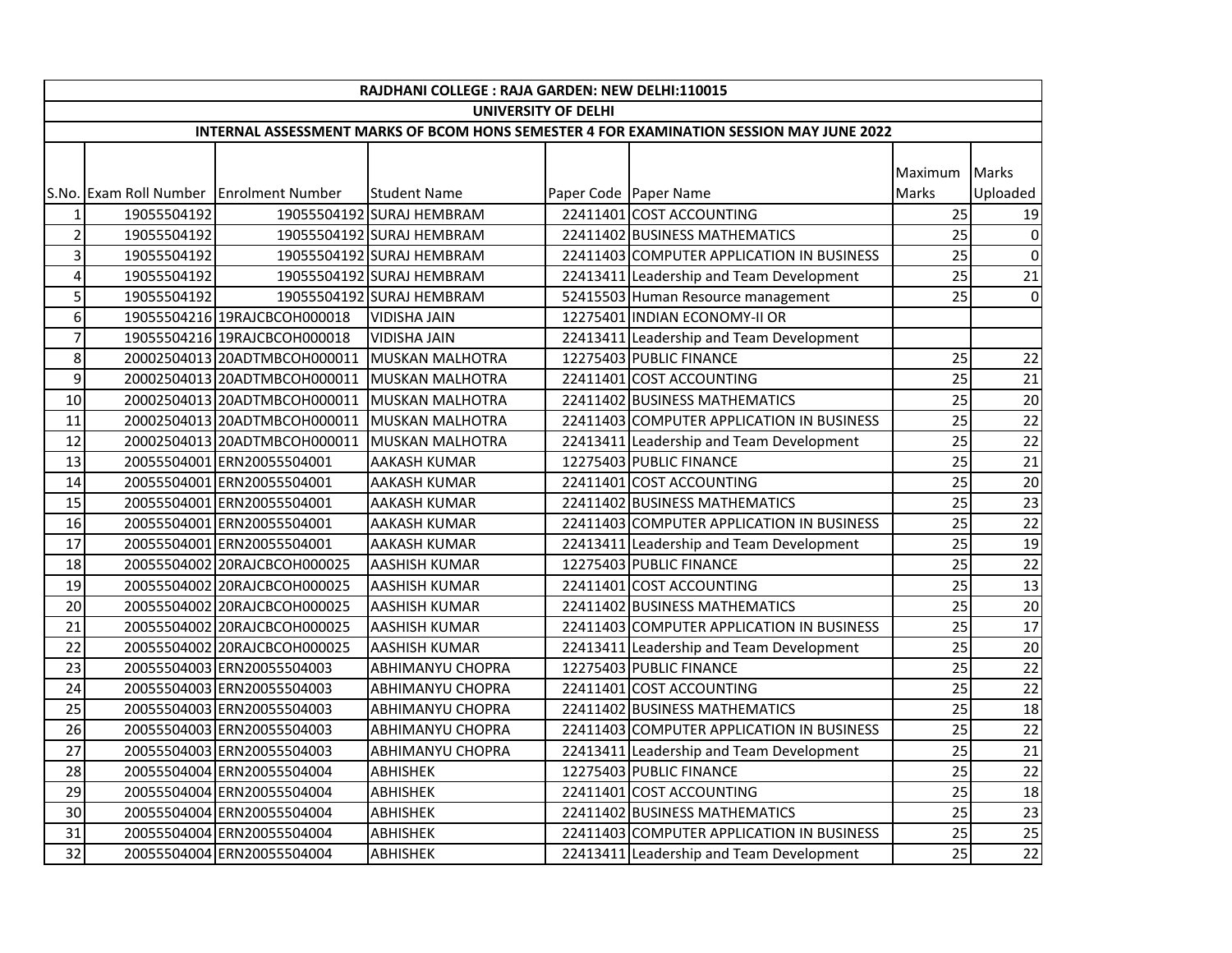| RAJDHANI COLLEGE : RAJA GARDEN: NEW DELHI:110015 | | | | | | | |
|---|---|---|---|---|---|---|---|
| UNIVERSITY OF DELHI | | | | | | | |
| INTERNAL ASSESSMENT MARKS OF BCOM HONS SEMESTER 4 FOR EXAMINATION SESSION MAY JUNE 2022 | | | | | | | |
| S.No. | Exam Roll Number | Enrolment Number | Student Name | Paper Code | Paper Name | Maximum Marks | Marks Uploaded |
| 1 | 19055504192 | 19055504192 | SURAJ HEMBRAM | 22411401 | COST ACCOUNTING | 25 | 19 |
| 2 | 19055504192 | 19055504192 | SURAJ HEMBRAM | 22411402 | BUSINESS MATHEMATICS | 25 | 0 |
| 3 | 19055504192 | 19055504192 | SURAJ HEMBRAM | 22411403 | COMPUTER APPLICATION IN BUSINESS | 25 | 0 |
| 4 | 19055504192 | 19055504192 | SURAJ HEMBRAM | 22413411 | Leadership and Team Development | 25 | 21 |
| 5 | 19055504192 | 19055504192 | SURAJ HEMBRAM | 52415503 | Human Resource management | 25 | 0 |
| 6 | 19055504216 | 19RAJCBCOH000018 | VIDISHA JAIN | 12275401 | INDIAN ECONOMY-II OR | | |
| 7 | 19055504216 | 19RAJCBCOH000018 | VIDISHA JAIN | 22413411 | Leadership and Team Development | | |
| 8 | 20002504013 | 20ADTMBCOH000011 | MUSKAN MALHOTRA | 12275403 | PUBLIC FINANCE | 25 | 22 |
| 9 | 20002504013 | 20ADTMBCOH000011 | MUSKAN MALHOTRA | 22411401 | COST ACCOUNTING | 25 | 21 |
| 10 | 20002504013 | 20ADTMBCOH000011 | MUSKAN MALHOTRA | 22411402 | BUSINESS MATHEMATICS | 25 | 20 |
| 11 | 20002504013 | 20ADTMBCOH000011 | MUSKAN MALHOTRA | 22411403 | COMPUTER APPLICATION IN BUSINESS | 25 | 22 |
| 12 | 20002504013 | 20ADTMBCOH000011 | MUSKAN MALHOTRA | 22413411 | Leadership and Team Development | 25 | 22 |
| 13 | 20055504001 | ERN20055504001 | AAKASH KUMAR | 12275403 | PUBLIC FINANCE | 25 | 21 |
| 14 | 20055504001 | ERN20055504001 | AAKASH KUMAR | 22411401 | COST ACCOUNTING | 25 | 20 |
| 15 | 20055504001 | ERN20055504001 | AAKASH KUMAR | 22411402 | BUSINESS MATHEMATICS | 25 | 23 |
| 16 | 20055504001 | ERN20055504001 | AAKASH KUMAR | 22411403 | COMPUTER APPLICATION IN BUSINESS | 25 | 22 |
| 17 | 20055504001 | ERN20055504001 | AAKASH KUMAR | 22413411 | Leadership and Team Development | 25 | 19 |
| 18 | 20055504002 | 20RAJCBCOH000025 | AASHISH KUMAR | 12275403 | PUBLIC FINANCE | 25 | 22 |
| 19 | 20055504002 | 20RAJCBCOH000025 | AASHISH KUMAR | 22411401 | COST ACCOUNTING | 25 | 13 |
| 20 | 20055504002 | 20RAJCBCOH000025 | AASHISH KUMAR | 22411402 | BUSINESS MATHEMATICS | 25 | 20 |
| 21 | 20055504002 | 20RAJCBCOH000025 | AASHISH KUMAR | 22411403 | COMPUTER APPLICATION IN BUSINESS | 25 | 17 |
| 22 | 20055504002 | 20RAJCBCOH000025 | AASHISH KUMAR | 22413411 | Leadership and Team Development | 25 | 20 |
| 23 | 20055504003 | ERN20055504003 | ABHIMANYU CHOPRA | 12275403 | PUBLIC FINANCE | 25 | 22 |
| 24 | 20055504003 | ERN20055504003 | ABHIMANYU CHOPRA | 22411401 | COST ACCOUNTING | 25 | 22 |
| 25 | 20055504003 | ERN20055504003 | ABHIMANYU CHOPRA | 22411402 | BUSINESS MATHEMATICS | 25 | 18 |
| 26 | 20055504003 | ERN20055504003 | ABHIMANYU CHOPRA | 22411403 | COMPUTER APPLICATION IN BUSINESS | 25 | 22 |
| 27 | 20055504003 | ERN20055504003 | ABHIMANYU CHOPRA | 22413411 | Leadership and Team Development | 25 | 21 |
| 28 | 20055504004 | ERN20055504004 | ABHISHEK | 12275403 | PUBLIC FINANCE | 25 | 22 |
| 29 | 20055504004 | ERN20055504004 | ABHISHEK | 22411401 | COST ACCOUNTING | 25 | 18 |
| 30 | 20055504004 | ERN20055504004 | ABHISHEK | 22411402 | BUSINESS MATHEMATICS | 25 | 23 |
| 31 | 20055504004 | ERN20055504004 | ABHISHEK | 22411403 | COMPUTER APPLICATION IN BUSINESS | 25 | 25 |
| 32 | 20055504004 | ERN20055504004 | ABHISHEK | 22413411 | Leadership and Team Development | 25 | 22 |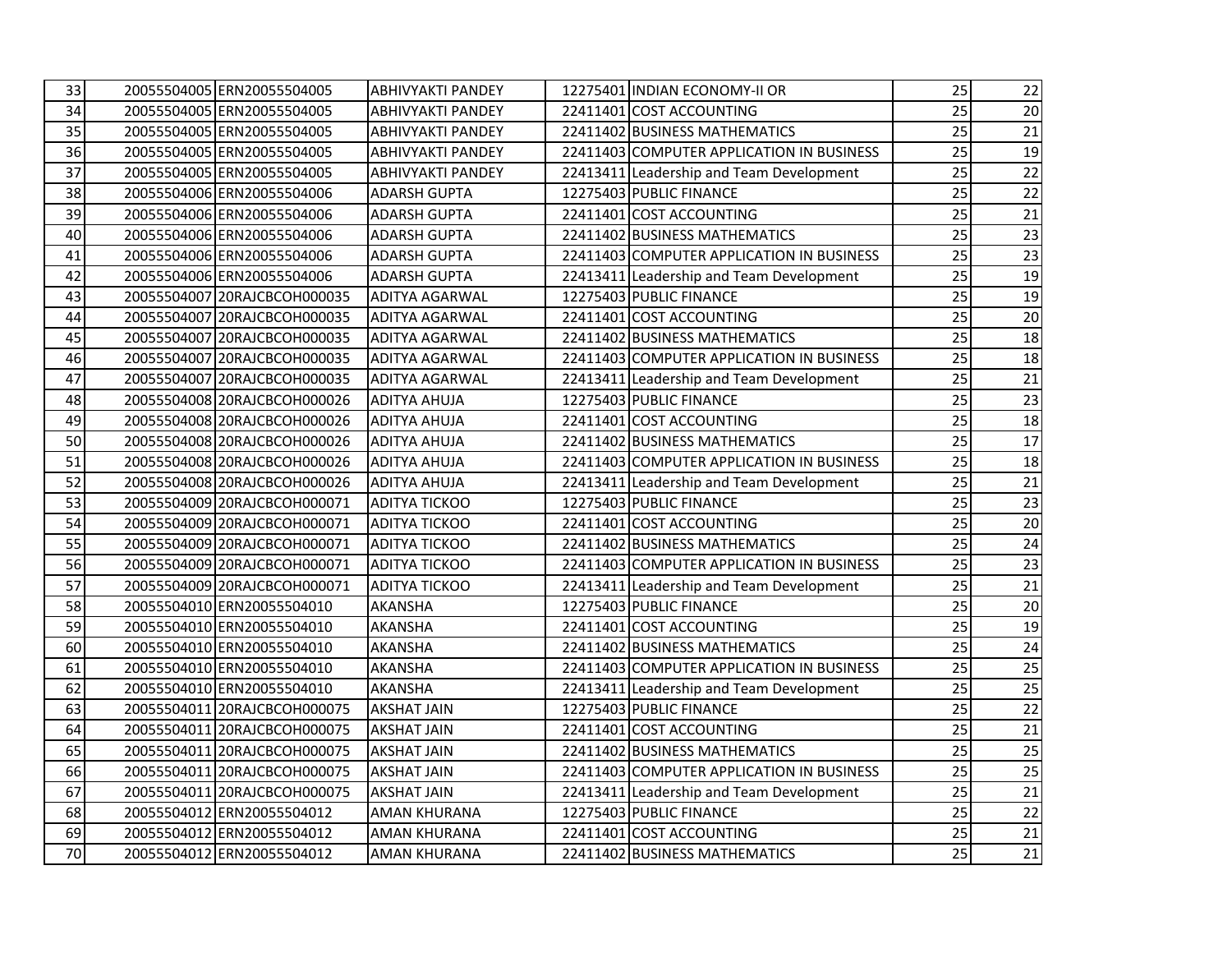| | | | | | | | |
|---|---|---|---|---|---|---|---|
| 33 | 20055504005 | ERN20055504005 | ABHIVYAKTI PANDEY | 12275401 | INDIAN ECONOMY-II OR | 25 | 22 |
| 34 | 20055504005 | ERN20055504005 | ABHIVYAKTI PANDEY | 22411401 | COST ACCOUNTING | 25 | 20 |
| 35 | 20055504005 | ERN20055504005 | ABHIVYAKTI PANDEY | 22411402 | BUSINESS MATHEMATICS | 25 | 21 |
| 36 | 20055504005 | ERN20055504005 | ABHIVYAKTI PANDEY | 22411403 | COMPUTER APPLICATION IN BUSINESS | 25 | 19 |
| 37 | 20055504005 | ERN20055504005 | ABHIVYAKTI PANDEY | 22413411 | Leadership and Team Development | 25 | 22 |
| 38 | 20055504006 | ERN20055504006 | ADARSH GUPTA | 12275403 | PUBLIC FINANCE | 25 | 22 |
| 39 | 20055504006 | ERN20055504006 | ADARSH GUPTA | 22411401 | COST ACCOUNTING | 25 | 21 |
| 40 | 20055504006 | ERN20055504006 | ADARSH GUPTA | 22411402 | BUSINESS MATHEMATICS | 25 | 23 |
| 41 | 20055504006 | ERN20055504006 | ADARSH GUPTA | 22411403 | COMPUTER APPLICATION IN BUSINESS | 25 | 23 |
| 42 | 20055504006 | ERN20055504006 | ADARSH GUPTA | 22413411 | Leadership and Team Development | 25 | 19 |
| 43 | 20055504007 | 20RAJCBCOH000035 | ADITYA AGARWAL | 12275403 | PUBLIC FINANCE | 25 | 19 |
| 44 | 20055504007 | 20RAJCBCOH000035 | ADITYA AGARWAL | 22411401 | COST ACCOUNTING | 25 | 20 |
| 45 | 20055504007 | 20RAJCBCOH000035 | ADITYA AGARWAL | 22411402 | BUSINESS MATHEMATICS | 25 | 18 |
| 46 | 20055504007 | 20RAJCBCOH000035 | ADITYA AGARWAL | 22411403 | COMPUTER APPLICATION IN BUSINESS | 25 | 18 |
| 47 | 20055504007 | 20RAJCBCOH000035 | ADITYA AGARWAL | 22413411 | Leadership and Team Development | 25 | 21 |
| 48 | 20055504008 | 20RAJCBCOH000026 | ADITYA AHUJA | 12275403 | PUBLIC FINANCE | 25 | 23 |
| 49 | 20055504008 | 20RAJCBCOH000026 | ADITYA AHUJA | 22411401 | COST ACCOUNTING | 25 | 18 |
| 50 | 20055504008 | 20RAJCBCOH000026 | ADITYA AHUJA | 22411402 | BUSINESS MATHEMATICS | 25 | 17 |
| 51 | 20055504008 | 20RAJCBCOH000026 | ADITYA AHUJA | 22411403 | COMPUTER APPLICATION IN BUSINESS | 25 | 18 |
| 52 | 20055504008 | 20RAJCBCOH000026 | ADITYA AHUJA | 22413411 | Leadership and Team Development | 25 | 21 |
| 53 | 20055504009 | 20RAJCBCOH000071 | ADITYA TICKOO | 12275403 | PUBLIC FINANCE | 25 | 23 |
| 54 | 20055504009 | 20RAJCBCOH000071 | ADITYA TICKOO | 22411401 | COST ACCOUNTING | 25 | 20 |
| 55 | 20055504009 | 20RAJCBCOH000071 | ADITYA TICKOO | 22411402 | BUSINESS MATHEMATICS | 25 | 24 |
| 56 | 20055504009 | 20RAJCBCOH000071 | ADITYA TICKOO | 22411403 | COMPUTER APPLICATION IN BUSINESS | 25 | 23 |
| 57 | 20055504009 | 20RAJCBCOH000071 | ADITYA TICKOO | 22413411 | Leadership and Team Development | 25 | 21 |
| 58 | 20055504010 | ERN20055504010 | AKANSHA | 12275403 | PUBLIC FINANCE | 25 | 20 |
| 59 | 20055504010 | ERN20055504010 | AKANSHA | 22411401 | COST ACCOUNTING | 25 | 19 |
| 60 | 20055504010 | ERN20055504010 | AKANSHA | 22411402 | BUSINESS MATHEMATICS | 25 | 24 |
| 61 | 20055504010 | ERN20055504010 | AKANSHA | 22411403 | COMPUTER APPLICATION IN BUSINESS | 25 | 25 |
| 62 | 20055504010 | ERN20055504010 | AKANSHA | 22413411 | Leadership and Team Development | 25 | 25 |
| 63 | 20055504011 | 20RAJCBCOH000075 | AKSHAT JAIN | 12275403 | PUBLIC FINANCE | 25 | 22 |
| 64 | 20055504011 | 20RAJCBCOH000075 | AKSHAT JAIN | 22411401 | COST ACCOUNTING | 25 | 21 |
| 65 | 20055504011 | 20RAJCBCOH000075 | AKSHAT JAIN | 22411402 | BUSINESS MATHEMATICS | 25 | 25 |
| 66 | 20055504011 | 20RAJCBCOH000075 | AKSHAT JAIN | 22411403 | COMPUTER APPLICATION IN BUSINESS | 25 | 25 |
| 67 | 20055504011 | 20RAJCBCOH000075 | AKSHAT JAIN | 22413411 | Leadership and Team Development | 25 | 21 |
| 68 | 20055504012 | ERN20055504012 | AMAN KHURANA | 12275403 | PUBLIC FINANCE | 25 | 22 |
| 69 | 20055504012 | ERN20055504012 | AMAN KHURANA | 22411401 | COST ACCOUNTING | 25 | 21 |
| 70 | 20055504012 | ERN20055504012 | AMAN KHURANA | 22411402 | BUSINESS MATHEMATICS | 25 | 21 |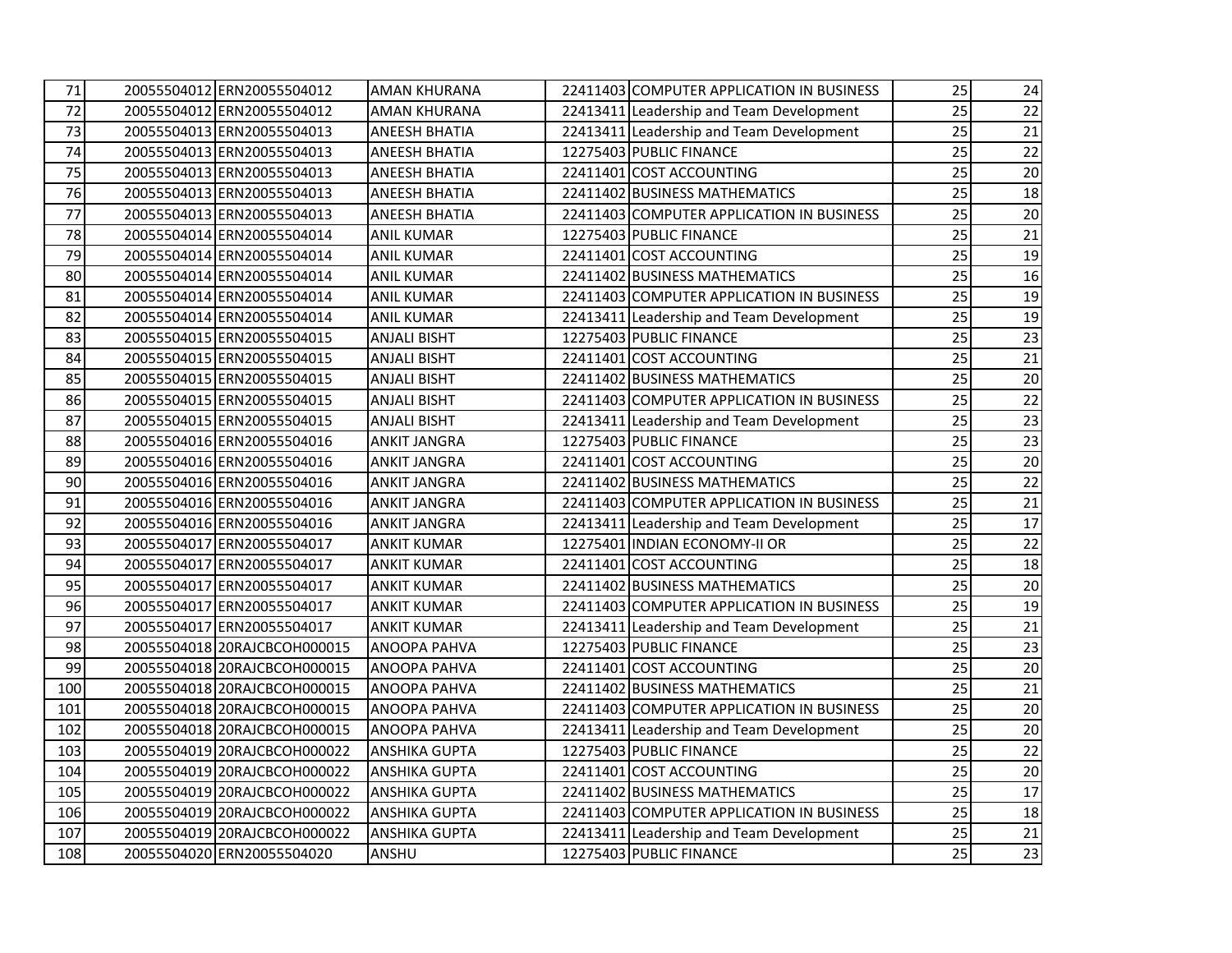| | | | | | | | |
|---|---|---|---|---|---|---|---|
| 71 | 20055504012 | ERN20055504012 | AMAN KHURANA | 22411403 | COMPUTER APPLICATION IN BUSINESS | 25 | 24 |
| 72 | 20055504012 | ERN20055504012 | AMAN KHURANA | 22413411 | Leadership and Team Development | 25 | 22 |
| 73 | 20055504013 | ERN20055504013 | ANEESH BHATIA | 22413411 | Leadership and Team Development | 25 | 21 |
| 74 | 20055504013 | ERN20055504013 | ANEESH BHATIA | 12275403 | PUBLIC FINANCE | 25 | 22 |
| 75 | 20055504013 | ERN20055504013 | ANEESH BHATIA | 22411401 | COST ACCOUNTING | 25 | 20 |
| 76 | 20055504013 | ERN20055504013 | ANEESH BHATIA | 22411402 | BUSINESS MATHEMATICS | 25 | 18 |
| 77 | 20055504013 | ERN20055504013 | ANEESH BHATIA | 22411403 | COMPUTER APPLICATION IN BUSINESS | 25 | 20 |
| 78 | 20055504014 | ERN20055504014 | ANIL KUMAR | 12275403 | PUBLIC FINANCE | 25 | 21 |
| 79 | 20055504014 | ERN20055504014 | ANIL KUMAR | 22411401 | COST ACCOUNTING | 25 | 19 |
| 80 | 20055504014 | ERN20055504014 | ANIL KUMAR | 22411402 | BUSINESS MATHEMATICS | 25 | 16 |
| 81 | 20055504014 | ERN20055504014 | ANIL KUMAR | 22411403 | COMPUTER APPLICATION IN BUSINESS | 25 | 19 |
| 82 | 20055504014 | ERN20055504014 | ANIL KUMAR | 22413411 | Leadership and Team Development | 25 | 19 |
| 83 | 20055504015 | ERN20055504015 | ANJALI BISHT | 12275403 | PUBLIC FINANCE | 25 | 23 |
| 84 | 20055504015 | ERN20055504015 | ANJALI BISHT | 22411401 | COST ACCOUNTING | 25 | 21 |
| 85 | 20055504015 | ERN20055504015 | ANJALI BISHT | 22411402 | BUSINESS MATHEMATICS | 25 | 20 |
| 86 | 20055504015 | ERN20055504015 | ANJALI BISHT | 22411403 | COMPUTER APPLICATION IN BUSINESS | 25 | 22 |
| 87 | 20055504015 | ERN20055504015 | ANJALI BISHT | 22413411 | Leadership and Team Development | 25 | 23 |
| 88 | 20055504016 | ERN20055504016 | ANKIT JANGRA | 12275403 | PUBLIC FINANCE | 25 | 23 |
| 89 | 20055504016 | ERN20055504016 | ANKIT JANGRA | 22411401 | COST ACCOUNTING | 25 | 20 |
| 90 | 20055504016 | ERN20055504016 | ANKIT JANGRA | 22411402 | BUSINESS MATHEMATICS | 25 | 22 |
| 91 | 20055504016 | ERN20055504016 | ANKIT JANGRA | 22411403 | COMPUTER APPLICATION IN BUSINESS | 25 | 21 |
| 92 | 20055504016 | ERN20055504016 | ANKIT JANGRA | 22413411 | Leadership and Team Development | 25 | 17 |
| 93 | 20055504017 | ERN20055504017 | ANKIT KUMAR | 12275401 | INDIAN ECONOMY-II OR | 25 | 22 |
| 94 | 20055504017 | ERN20055504017 | ANKIT KUMAR | 22411401 | COST ACCOUNTING | 25 | 18 |
| 95 | 20055504017 | ERN20055504017 | ANKIT KUMAR | 22411402 | BUSINESS MATHEMATICS | 25 | 20 |
| 96 | 20055504017 | ERN20055504017 | ANKIT KUMAR | 22411403 | COMPUTER APPLICATION IN BUSINESS | 25 | 19 |
| 97 | 20055504017 | ERN20055504017 | ANKIT KUMAR | 22413411 | Leadership and Team Development | 25 | 21 |
| 98 | 20055504018 | 20RAJCBCOH000015 | ANOOPA PAHVA | 12275403 | PUBLIC FINANCE | 25 | 23 |
| 99 | 20055504018 | 20RAJCBCOH000015 | ANOOPA PAHVA | 22411401 | COST ACCOUNTING | 25 | 20 |
| 100 | 20055504018 | 20RAJCBCOH000015 | ANOOPA PAHVA | 22411402 | BUSINESS MATHEMATICS | 25 | 21 |
| 101 | 20055504018 | 20RAJCBCOH000015 | ANOOPA PAHVA | 22411403 | COMPUTER APPLICATION IN BUSINESS | 25 | 20 |
| 102 | 20055504018 | 20RAJCBCOH000015 | ANOOPA PAHVA | 22413411 | Leadership and Team Development | 25 | 20 |
| 103 | 20055504019 | 20RAJCBCOH000022 | ANSHIKA GUPTA | 12275403 | PUBLIC FINANCE | 25 | 22 |
| 104 | 20055504019 | 20RAJCBCOH000022 | ANSHIKA GUPTA | 22411401 | COST ACCOUNTING | 25 | 20 |
| 105 | 20055504019 | 20RAJCBCOH000022 | ANSHIKA GUPTA | 22411402 | BUSINESS MATHEMATICS | 25 | 17 |
| 106 | 20055504019 | 20RAJCBCOH000022 | ANSHIKA GUPTA | 22411403 | COMPUTER APPLICATION IN BUSINESS | 25 | 18 |
| 107 | 20055504019 | 20RAJCBCOH000022 | ANSHIKA GUPTA | 22413411 | Leadership and Team Development | 25 | 21 |
| 108 | 20055504020 | ERN20055504020 | ANSHU | 12275403 | PUBLIC FINANCE | 25 | 23 |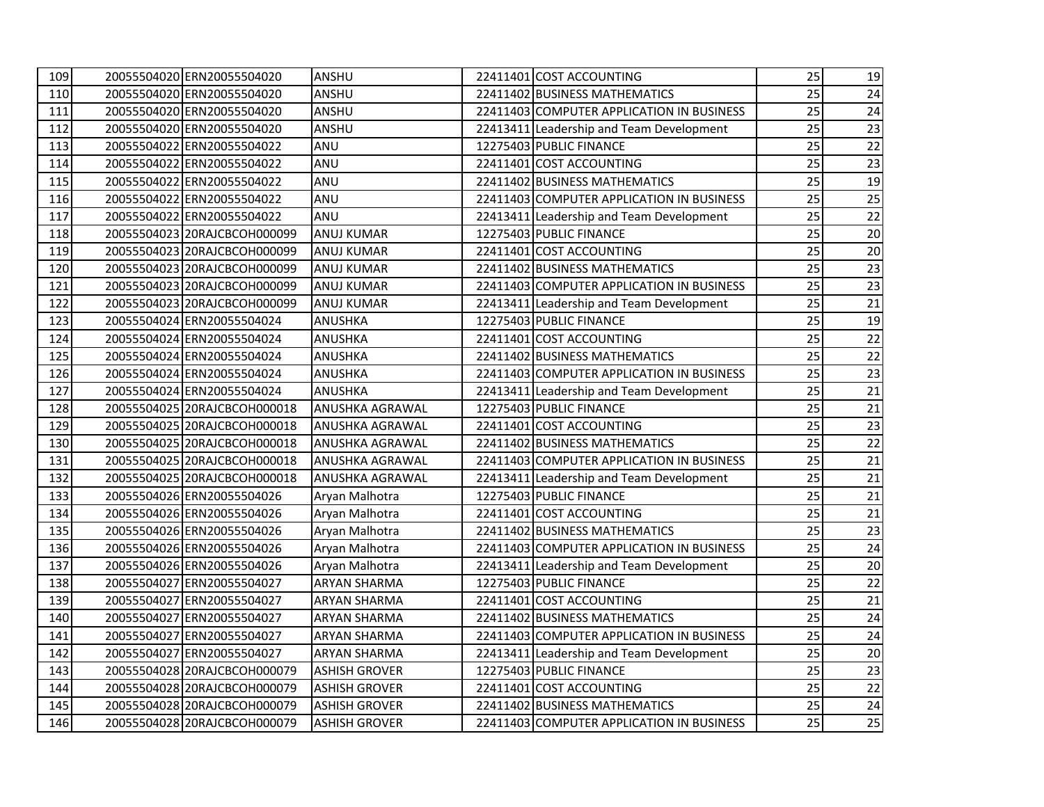| | | | | | | | |
|---|---|---|---|---|---|---|---|
| 109 | 20055504020 | ERN20055504020 | ANSHU | 22411401 | COST ACCOUNTING | 25 | 19 |
| 110 | 20055504020 | ERN20055504020 | ANSHU | 22411402 | BUSINESS MATHEMATICS | 25 | 24 |
| 111 | 20055504020 | ERN20055504020 | ANSHU | 22411403 | COMPUTER APPLICATION IN BUSINESS | 25 | 24 |
| 112 | 20055504020 | ERN20055504020 | ANSHU | 22413411 | Leadership and Team Development | 25 | 23 |
| 113 | 20055504022 | ERN20055504022 | ANU | 12275403 | PUBLIC FINANCE | 25 | 22 |
| 114 | 20055504022 | ERN20055504022 | ANU | 22411401 | COST ACCOUNTING | 25 | 23 |
| 115 | 20055504022 | ERN20055504022 | ANU | 22411402 | BUSINESS MATHEMATICS | 25 | 19 |
| 116 | 20055504022 | ERN20055504022 | ANU | 22411403 | COMPUTER APPLICATION IN BUSINESS | 25 | 25 |
| 117 | 20055504022 | ERN20055504022 | ANU | 22413411 | Leadership and Team Development | 25 | 22 |
| 118 | 20055504023 | 20RAJCBCOH000099 | ANUJ KUMAR | 12275403 | PUBLIC FINANCE | 25 | 20 |
| 119 | 20055504023 | 20RAJCBCOH000099 | ANUJ KUMAR | 22411401 | COST ACCOUNTING | 25 | 20 |
| 120 | 20055504023 | 20RAJCBCOH000099 | ANUJ KUMAR | 22411402 | BUSINESS MATHEMATICS | 25 | 23 |
| 121 | 20055504023 | 20RAJCBCOH000099 | ANUJ KUMAR | 22411403 | COMPUTER APPLICATION IN BUSINESS | 25 | 23 |
| 122 | 20055504023 | 20RAJCBCOH000099 | ANUJ KUMAR | 22413411 | Leadership and Team Development | 25 | 21 |
| 123 | 20055504024 | ERN20055504024 | ANUSHKA | 12275403 | PUBLIC FINANCE | 25 | 19 |
| 124 | 20055504024 | ERN20055504024 | ANUSHKA | 22411401 | COST ACCOUNTING | 25 | 22 |
| 125 | 20055504024 | ERN20055504024 | ANUSHKA | 22411402 | BUSINESS MATHEMATICS | 25 | 22 |
| 126 | 20055504024 | ERN20055504024 | ANUSHKA | 22411403 | COMPUTER APPLICATION IN BUSINESS | 25 | 23 |
| 127 | 20055504024 | ERN20055504024 | ANUSHKA | 22413411 | Leadership and Team Development | 25 | 21 |
| 128 | 20055504025 | 20RAJCBCOH000018 | ANUSHKA AGRAWAL | 12275403 | PUBLIC FINANCE | 25 | 21 |
| 129 | 20055504025 | 20RAJCBCOH000018 | ANUSHKA AGRAWAL | 22411401 | COST ACCOUNTING | 25 | 23 |
| 130 | 20055504025 | 20RAJCBCOH000018 | ANUSHKA AGRAWAL | 22411402 | BUSINESS MATHEMATICS | 25 | 22 |
| 131 | 20055504025 | 20RAJCBCOH000018 | ANUSHKA AGRAWAL | 22411403 | COMPUTER APPLICATION IN BUSINESS | 25 | 21 |
| 132 | 20055504025 | 20RAJCBCOH000018 | ANUSHKA AGRAWAL | 22413411 | Leadership and Team Development | 25 | 21 |
| 133 | 20055504026 | ERN20055504026 | Aryan Malhotra | 12275403 | PUBLIC FINANCE | 25 | 21 |
| 134 | 20055504026 | ERN20055504026 | Aryan Malhotra | 22411401 | COST ACCOUNTING | 25 | 21 |
| 135 | 20055504026 | ERN20055504026 | Aryan Malhotra | 22411402 | BUSINESS MATHEMATICS | 25 | 23 |
| 136 | 20055504026 | ERN20055504026 | Aryan Malhotra | 22411403 | COMPUTER APPLICATION IN BUSINESS | 25 | 24 |
| 137 | 20055504026 | ERN20055504026 | Aryan Malhotra | 22413411 | Leadership and Team Development | 25 | 20 |
| 138 | 20055504027 | ERN20055504027 | ARYAN SHARMA | 12275403 | PUBLIC FINANCE | 25 | 22 |
| 139 | 20055504027 | ERN20055504027 | ARYAN SHARMA | 22411401 | COST ACCOUNTING | 25 | 21 |
| 140 | 20055504027 | ERN20055504027 | ARYAN SHARMA | 22411402 | BUSINESS MATHEMATICS | 25 | 24 |
| 141 | 20055504027 | ERN20055504027 | ARYAN SHARMA | 22411403 | COMPUTER APPLICATION IN BUSINESS | 25 | 24 |
| 142 | 20055504027 | ERN20055504027 | ARYAN SHARMA | 22413411 | Leadership and Team Development | 25 | 20 |
| 143 | 20055504028 | 20RAJCBCOH000079 | ASHISH GROVER | 12275403 | PUBLIC FINANCE | 25 | 23 |
| 144 | 20055504028 | 20RAJCBCOH000079 | ASHISH GROVER | 22411401 | COST ACCOUNTING | 25 | 22 |
| 145 | 20055504028 | 20RAJCBCOH000079 | ASHISH GROVER | 22411402 | BUSINESS MATHEMATICS | 25 | 24 |
| 146 | 20055504028 | 20RAJCBCOH000079 | ASHISH GROVER | 22411403 | COMPUTER APPLICATION IN BUSINESS | 25 | 25 |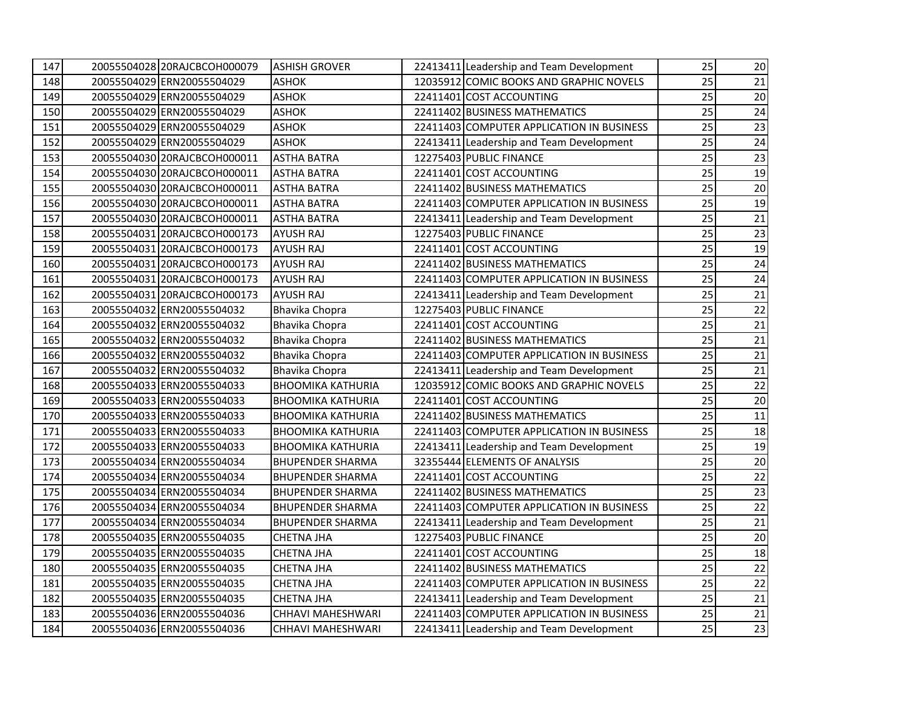| 147 | 20055504028 | 20RAJCBCOH000079 | ASHISH GROVER | 22413411 | Leadership and Team Development | 25 | 20 |
|---|---|---|---|---|---|---|---|
| 148 | 20055504029 | ERN20055504029 | ASHOK | 12035912 | COMIC BOOKS AND GRAPHIC NOVELS | 25 | 21 |
| 149 | 20055504029 | ERN20055504029 | ASHOK | 22411401 | COST ACCOUNTING | 25 | 20 |
| 150 | 20055504029 | ERN20055504029 | ASHOK | 22411402 | BUSINESS MATHEMATICS | 25 | 24 |
| 151 | 20055504029 | ERN20055504029 | ASHOK | 22411403 | COMPUTER APPLICATION IN BUSINESS | 25 | 23 |
| 152 | 20055504029 | ERN20055504029 | ASHOK | 22413411 | Leadership and Team Development | 25 | 24 |
| 153 | 20055504030 | 20RAJCBCOH000011 | ASTHA BATRA | 12275403 | PUBLIC FINANCE | 25 | 23 |
| 154 | 20055504030 | 20RAJCBCOH000011 | ASTHA BATRA | 22411401 | COST ACCOUNTING | 25 | 19 |
| 155 | 20055504030 | 20RAJCBCOH000011 | ASTHA BATRA | 22411402 | BUSINESS MATHEMATICS | 25 | 20 |
| 156 | 20055504030 | 20RAJCBCOH000011 | ASTHA BATRA | 22411403 | COMPUTER APPLICATION IN BUSINESS | 25 | 19 |
| 157 | 20055504030 | 20RAJCBCOH000011 | ASTHA BATRA | 22413411 | Leadership and Team Development | 25 | 21 |
| 158 | 20055504031 | 20RAJCBCOH000173 | AYUSH RAJ | 12275403 | PUBLIC FINANCE | 25 | 23 |
| 159 | 20055504031 | 20RAJCBCOH000173 | AYUSH RAJ | 22411401 | COST ACCOUNTING | 25 | 19 |
| 160 | 20055504031 | 20RAJCBCOH000173 | AYUSH RAJ | 22411402 | BUSINESS MATHEMATICS | 25 | 24 |
| 161 | 20055504031 | 20RAJCBCOH000173 | AYUSH RAJ | 22411403 | COMPUTER APPLICATION IN BUSINESS | 25 | 24 |
| 162 | 20055504031 | 20RAJCBCOH000173 | AYUSH RAJ | 22413411 | Leadership and Team Development | 25 | 21 |
| 163 | 20055504032 | ERN20055504032 | Bhavika Chopra | 12275403 | PUBLIC FINANCE | 25 | 22 |
| 164 | 20055504032 | ERN20055504032 | Bhavika Chopra | 22411401 | COST ACCOUNTING | 25 | 21 |
| 165 | 20055504032 | ERN20055504032 | Bhavika Chopra | 22411402 | BUSINESS MATHEMATICS | 25 | 21 |
| 166 | 20055504032 | ERN20055504032 | Bhavika Chopra | 22411403 | COMPUTER APPLICATION IN BUSINESS | 25 | 21 |
| 167 | 20055504032 | ERN20055504032 | Bhavika Chopra | 22413411 | Leadership and Team Development | 25 | 21 |
| 168 | 20055504033 | ERN20055504033 | BHOOMIKA KATHURIA | 12035912 | COMIC BOOKS AND GRAPHIC NOVELS | 25 | 22 |
| 169 | 20055504033 | ERN20055504033 | BHOOMIKA KATHURIA | 22411401 | COST ACCOUNTING | 25 | 20 |
| 170 | 20055504033 | ERN20055504033 | BHOOMIKA KATHURIA | 22411402 | BUSINESS MATHEMATICS | 25 | 11 |
| 171 | 20055504033 | ERN20055504033 | BHOOMIKA KATHURIA | 22411403 | COMPUTER APPLICATION IN BUSINESS | 25 | 18 |
| 172 | 20055504033 | ERN20055504033 | BHOOMIKA KATHURIA | 22413411 | Leadership and Team Development | 25 | 19 |
| 173 | 20055504034 | ERN20055504034 | BHUPENDER SHARMA | 32355444 | ELEMENTS OF ANALYSIS | 25 | 20 |
| 174 | 20055504034 | ERN20055504034 | BHUPENDER SHARMA | 22411401 | COST ACCOUNTING | 25 | 22 |
| 175 | 20055504034 | ERN20055504034 | BHUPENDER SHARMA | 22411402 | BUSINESS MATHEMATICS | 25 | 23 |
| 176 | 20055504034 | ERN20055504034 | BHUPENDER SHARMA | 22411403 | COMPUTER APPLICATION IN BUSINESS | 25 | 22 |
| 177 | 20055504034 | ERN20055504034 | BHUPENDER SHARMA | 22413411 | Leadership and Team Development | 25 | 21 |
| 178 | 20055504035 | ERN20055504035 | CHETNA JHA | 12275403 | PUBLIC FINANCE | 25 | 20 |
| 179 | 20055504035 | ERN20055504035 | CHETNA JHA | 22411401 | COST ACCOUNTING | 25 | 18 |
| 180 | 20055504035 | ERN20055504035 | CHETNA JHA | 22411402 | BUSINESS MATHEMATICS | 25 | 22 |
| 181 | 20055504035 | ERN20055504035 | CHETNA JHA | 22411403 | COMPUTER APPLICATION IN BUSINESS | 25 | 22 |
| 182 | 20055504035 | ERN20055504035 | CHETNA JHA | 22413411 | Leadership and Team Development | 25 | 21 |
| 183 | 20055504036 | ERN20055504036 | CHHAVI MAHESHWARI | 22411403 | COMPUTER APPLICATION IN BUSINESS | 25 | 21 |
| 184 | 20055504036 | ERN20055504036 | CHHAVI MAHESHWARI | 22413411 | Leadership and Team Development | 25 | 23 |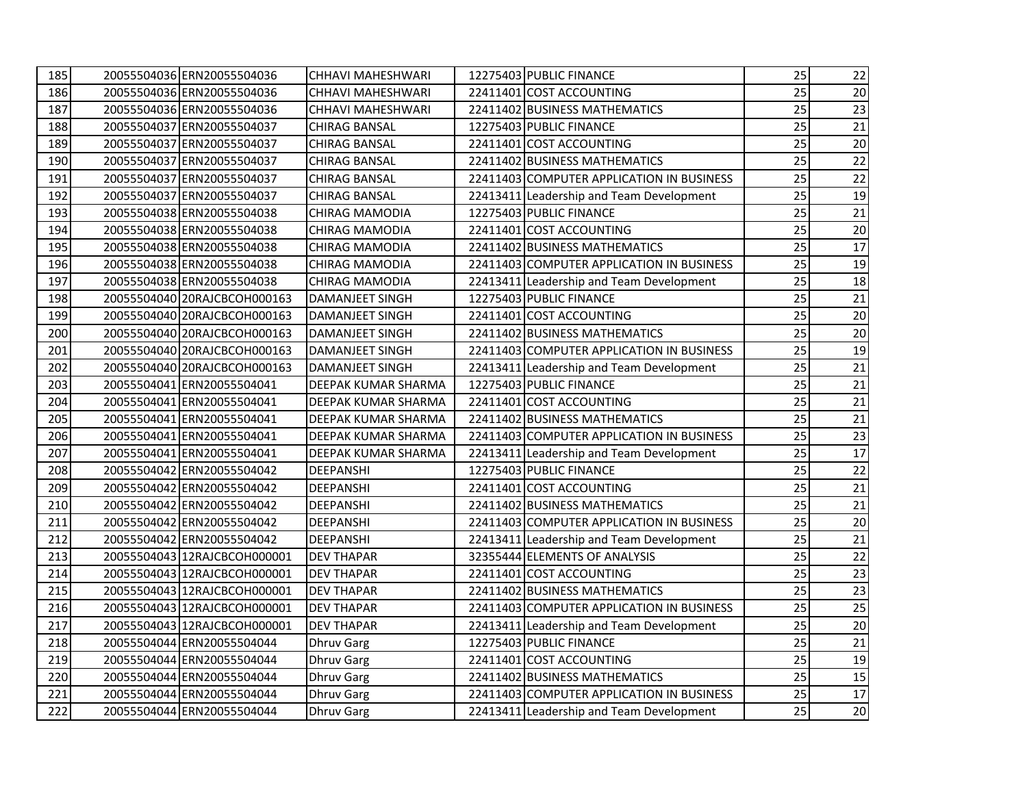| | | | | | | | |
|---|---|---|---|---|---|---|---|
| 185 | 20055504036 | ERN20055504036 | CHHAVI MAHESHWARI | 12275403 | PUBLIC FINANCE | 25 | 22 |
| 186 | 20055504036 | ERN20055504036 | CHHAVI MAHESHWARI | 22411401 | COST ACCOUNTING | 25 | 20 |
| 187 | 20055504036 | ERN20055504036 | CHHAVI MAHESHWARI | 22411402 | BUSINESS MATHEMATICS | 25 | 23 |
| 188 | 20055504037 | ERN20055504037 | CHIRAG BANSAL | 12275403 | PUBLIC FINANCE | 25 | 21 |
| 189 | 20055504037 | ERN20055504037 | CHIRAG BANSAL | 22411401 | COST ACCOUNTING | 25 | 20 |
| 190 | 20055504037 | ERN20055504037 | CHIRAG BANSAL | 22411402 | BUSINESS MATHEMATICS | 25 | 22 |
| 191 | 20055504037 | ERN20055504037 | CHIRAG BANSAL | 22411403 | COMPUTER APPLICATION IN BUSINESS | 25 | 22 |
| 192 | 20055504037 | ERN20055504037 | CHIRAG BANSAL | 22413411 | Leadership and Team Development | 25 | 19 |
| 193 | 20055504038 | ERN20055504038 | CHIRAG MAMODIA | 12275403 | PUBLIC FINANCE | 25 | 21 |
| 194 | 20055504038 | ERN20055504038 | CHIRAG MAMODIA | 22411401 | COST ACCOUNTING | 25 | 20 |
| 195 | 20055504038 | ERN20055504038 | CHIRAG MAMODIA | 22411402 | BUSINESS MATHEMATICS | 25 | 17 |
| 196 | 20055504038 | ERN20055504038 | CHIRAG MAMODIA | 22411403 | COMPUTER APPLICATION IN BUSINESS | 25 | 19 |
| 197 | 20055504038 | ERN20055504038 | CHIRAG MAMODIA | 22413411 | Leadership and Team Development | 25 | 18 |
| 198 | 20055504040 | 20RAJCBCOH000163 | DAMANJEET SINGH | 12275403 | PUBLIC FINANCE | 25 | 21 |
| 199 | 20055504040 | 20RAJCBCOH000163 | DAMANJEET SINGH | 22411401 | COST ACCOUNTING | 25 | 20 |
| 200 | 20055504040 | 20RAJCBCOH000163 | DAMANJEET SINGH | 22411402 | BUSINESS MATHEMATICS | 25 | 20 |
| 201 | 20055504040 | 20RAJCBCOH000163 | DAMANJEET SINGH | 22411403 | COMPUTER APPLICATION IN BUSINESS | 25 | 19 |
| 202 | 20055504040 | 20RAJCBCOH000163 | DAMANJEET SINGH | 22413411 | Leadership and Team Development | 25 | 21 |
| 203 | 20055504041 | ERN20055504041 | DEEPAK KUMAR SHARMA | 12275403 | PUBLIC FINANCE | 25 | 21 |
| 204 | 20055504041 | ERN20055504041 | DEEPAK KUMAR SHARMA | 22411401 | COST ACCOUNTING | 25 | 21 |
| 205 | 20055504041 | ERN20055504041 | DEEPAK KUMAR SHARMA | 22411402 | BUSINESS MATHEMATICS | 25 | 21 |
| 206 | 20055504041 | ERN20055504041 | DEEPAK KUMAR SHARMA | 22411403 | COMPUTER APPLICATION IN BUSINESS | 25 | 23 |
| 207 | 20055504041 | ERN20055504041 | DEEPAK KUMAR SHARMA | 22413411 | Leadership and Team Development | 25 | 17 |
| 208 | 20055504042 | ERN20055504042 | DEEPANSHI | 12275403 | PUBLIC FINANCE | 25 | 22 |
| 209 | 20055504042 | ERN20055504042 | DEEPANSHI | 22411401 | COST ACCOUNTING | 25 | 21 |
| 210 | 20055504042 | ERN20055504042 | DEEPANSHI | 22411402 | BUSINESS MATHEMATICS | 25 | 21 |
| 211 | 20055504042 | ERN20055504042 | DEEPANSHI | 22411403 | COMPUTER APPLICATION IN BUSINESS | 25 | 20 |
| 212 | 20055504042 | ERN20055504042 | DEEPANSHI | 22413411 | Leadership and Team Development | 25 | 21 |
| 213 | 20055504043 | 12RAJCBCOH000001 | DEV THAPAR | 32355444 | ELEMENTS OF ANALYSIS | 25 | 22 |
| 214 | 20055504043 | 12RAJCBCOH000001 | DEV THAPAR | 22411401 | COST ACCOUNTING | 25 | 23 |
| 215 | 20055504043 | 12RAJCBCOH000001 | DEV THAPAR | 22411402 | BUSINESS MATHEMATICS | 25 | 23 |
| 216 | 20055504043 | 12RAJCBCOH000001 | DEV THAPAR | 22411403 | COMPUTER APPLICATION IN BUSINESS | 25 | 25 |
| 217 | 20055504043 | 12RAJCBCOH000001 | DEV THAPAR | 22413411 | Leadership and Team Development | 25 | 20 |
| 218 | 20055504044 | ERN20055504044 | Dhruv Garg | 12275403 | PUBLIC FINANCE | 25 | 21 |
| 219 | 20055504044 | ERN20055504044 | Dhruv Garg | 22411401 | COST ACCOUNTING | 25 | 19 |
| 220 | 20055504044 | ERN20055504044 | Dhruv Garg | 22411402 | BUSINESS MATHEMATICS | 25 | 15 |
| 221 | 20055504044 | ERN20055504044 | Dhruv Garg | 22411403 | COMPUTER APPLICATION IN BUSINESS | 25 | 17 |
| 222 | 20055504044 | ERN20055504044 | Dhruv Garg | 22413411 | Leadership and Team Development | 25 | 20 |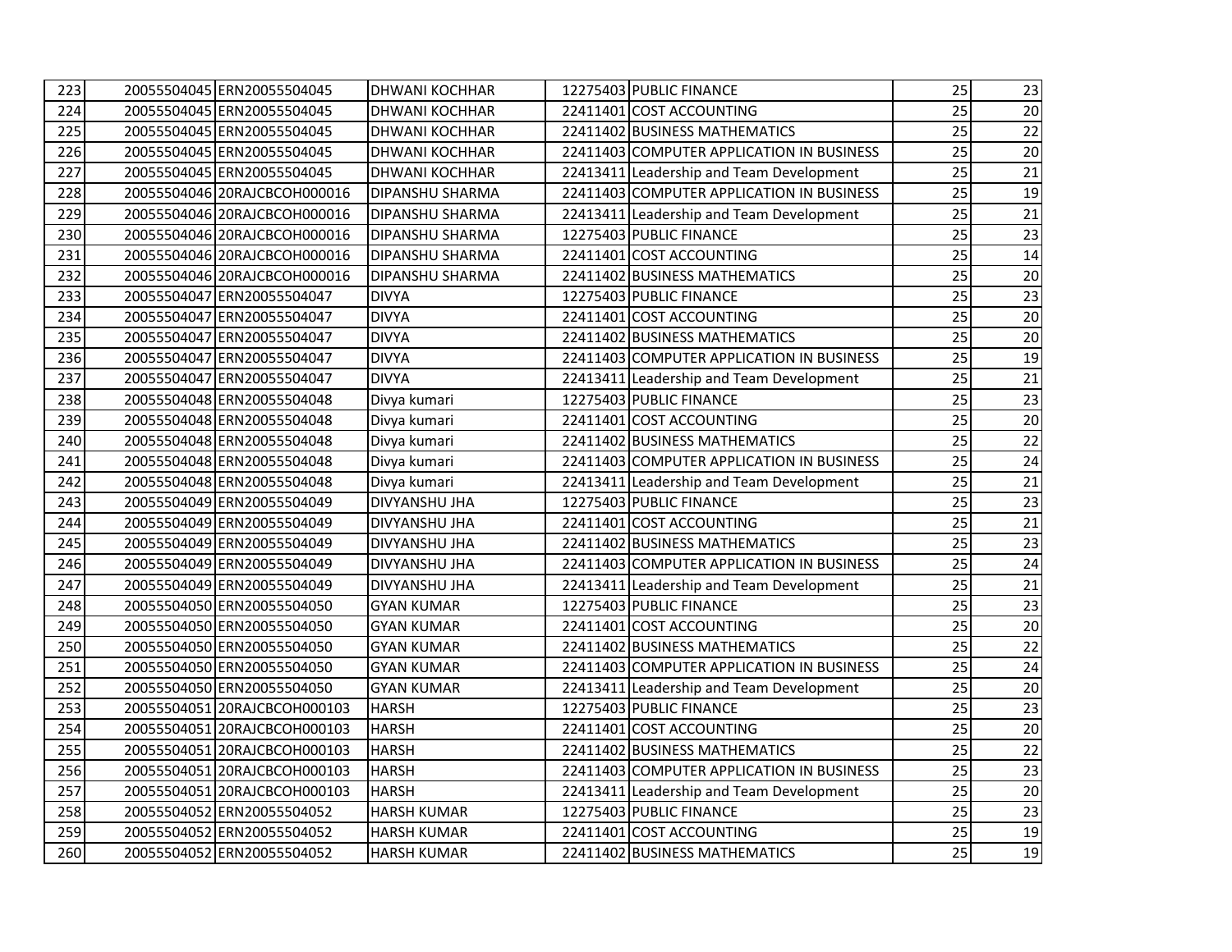| 223 | 20055504045 | ERN20055504045 | DHWANI KOCHHAR | 12275403 | PUBLIC FINANCE | 25 | 23 |
|---|---|---|---|---|---|---|---|
| 224 | 20055504045 | ERN20055504045 | DHWANI KOCHHAR | 22411401 | COST ACCOUNTING | 25 | 20 |
| 225 | 20055504045 | ERN20055504045 | DHWANI KOCHHAR | 22411402 | BUSINESS MATHEMATICS | 25 | 22 |
| 226 | 20055504045 | ERN20055504045 | DHWANI KOCHHAR | 22411403 | COMPUTER APPLICATION IN BUSINESS | 25 | 20 |
| 227 | 20055504045 | ERN20055504045 | DHWANI KOCHHAR | 22413411 | Leadership and Team Development | 25 | 21 |
| 228 | 20055504046 | 20RAJCBCOH000016 | DIPANSHU SHARMA | 22411403 | COMPUTER APPLICATION IN BUSINESS | 25 | 19 |
| 229 | 20055504046 | 20RAJCBCOH000016 | DIPANSHU SHARMA | 22413411 | Leadership and Team Development | 25 | 21 |
| 230 | 20055504046 | 20RAJCBCOH000016 | DIPANSHU SHARMA | 12275403 | PUBLIC FINANCE | 25 | 23 |
| 231 | 20055504046 | 20RAJCBCOH000016 | DIPANSHU SHARMA | 22411401 | COST ACCOUNTING | 25 | 14 |
| 232 | 20055504046 | 20RAJCBCOH000016 | DIPANSHU SHARMA | 22411402 | BUSINESS MATHEMATICS | 25 | 20 |
| 233 | 20055504047 | ERN20055504047 | DIVYA | 12275403 | PUBLIC FINANCE | 25 | 23 |
| 234 | 20055504047 | ERN20055504047 | DIVYA | 22411401 | COST ACCOUNTING | 25 | 20 |
| 235 | 20055504047 | ERN20055504047 | DIVYA | 22411402 | BUSINESS MATHEMATICS | 25 | 20 |
| 236 | 20055504047 | ERN20055504047 | DIVYA | 22411403 | COMPUTER APPLICATION IN BUSINESS | 25 | 19 |
| 237 | 20055504047 | ERN20055504047 | DIVYA | 22413411 | Leadership and Team Development | 25 | 21 |
| 238 | 20055504048 | ERN20055504048 | Divya kumari | 12275403 | PUBLIC FINANCE | 25 | 23 |
| 239 | 20055504048 | ERN20055504048 | Divya kumari | 22411401 | COST ACCOUNTING | 25 | 20 |
| 240 | 20055504048 | ERN20055504048 | Divya kumari | 22411402 | BUSINESS MATHEMATICS | 25 | 22 |
| 241 | 20055504048 | ERN20055504048 | Divya kumari | 22411403 | COMPUTER APPLICATION IN BUSINESS | 25 | 24 |
| 242 | 20055504048 | ERN20055504048 | Divya kumari | 22413411 | Leadership and Team Development | 25 | 21 |
| 243 | 20055504049 | ERN20055504049 | DIVYANSHU JHA | 12275403 | PUBLIC FINANCE | 25 | 23 |
| 244 | 20055504049 | ERN20055504049 | DIVYANSHU JHA | 22411401 | COST ACCOUNTING | 25 | 21 |
| 245 | 20055504049 | ERN20055504049 | DIVYANSHU JHA | 22411402 | BUSINESS MATHEMATICS | 25 | 23 |
| 246 | 20055504049 | ERN20055504049 | DIVYANSHU JHA | 22411403 | COMPUTER APPLICATION IN BUSINESS | 25 | 24 |
| 247 | 20055504049 | ERN20055504049 | DIVYANSHU JHA | 22413411 | Leadership and Team Development | 25 | 21 |
| 248 | 20055504050 | ERN20055504050 | GYAN KUMAR | 12275403 | PUBLIC FINANCE | 25 | 23 |
| 249 | 20055504050 | ERN20055504050 | GYAN KUMAR | 22411401 | COST ACCOUNTING | 25 | 20 |
| 250 | 20055504050 | ERN20055504050 | GYAN KUMAR | 22411402 | BUSINESS MATHEMATICS | 25 | 22 |
| 251 | 20055504050 | ERN20055504050 | GYAN KUMAR | 22411403 | COMPUTER APPLICATION IN BUSINESS | 25 | 24 |
| 252 | 20055504050 | ERN20055504050 | GYAN KUMAR | 22413411 | Leadership and Team Development | 25 | 20 |
| 253 | 20055504051 | 20RAJCBCOH000103 | HARSH | 12275403 | PUBLIC FINANCE | 25 | 23 |
| 254 | 20055504051 | 20RAJCBCOH000103 | HARSH | 22411401 | COST ACCOUNTING | 25 | 20 |
| 255 | 20055504051 | 20RAJCBCOH000103 | HARSH | 22411402 | BUSINESS MATHEMATICS | 25 | 22 |
| 256 | 20055504051 | 20RAJCBCOH000103 | HARSH | 22411403 | COMPUTER APPLICATION IN BUSINESS | 25 | 23 |
| 257 | 20055504051 | 20RAJCBCOH000103 | HARSH | 22413411 | Leadership and Team Development | 25 | 20 |
| 258 | 20055504052 | ERN20055504052 | HARSH KUMAR | 12275403 | PUBLIC FINANCE | 25 | 23 |
| 259 | 20055504052 | ERN20055504052 | HARSH KUMAR | 22411401 | COST ACCOUNTING | 25 | 19 |
| 260 | 20055504052 | ERN20055504052 | HARSH KUMAR | 22411402 | BUSINESS MATHEMATICS | 25 | 19 |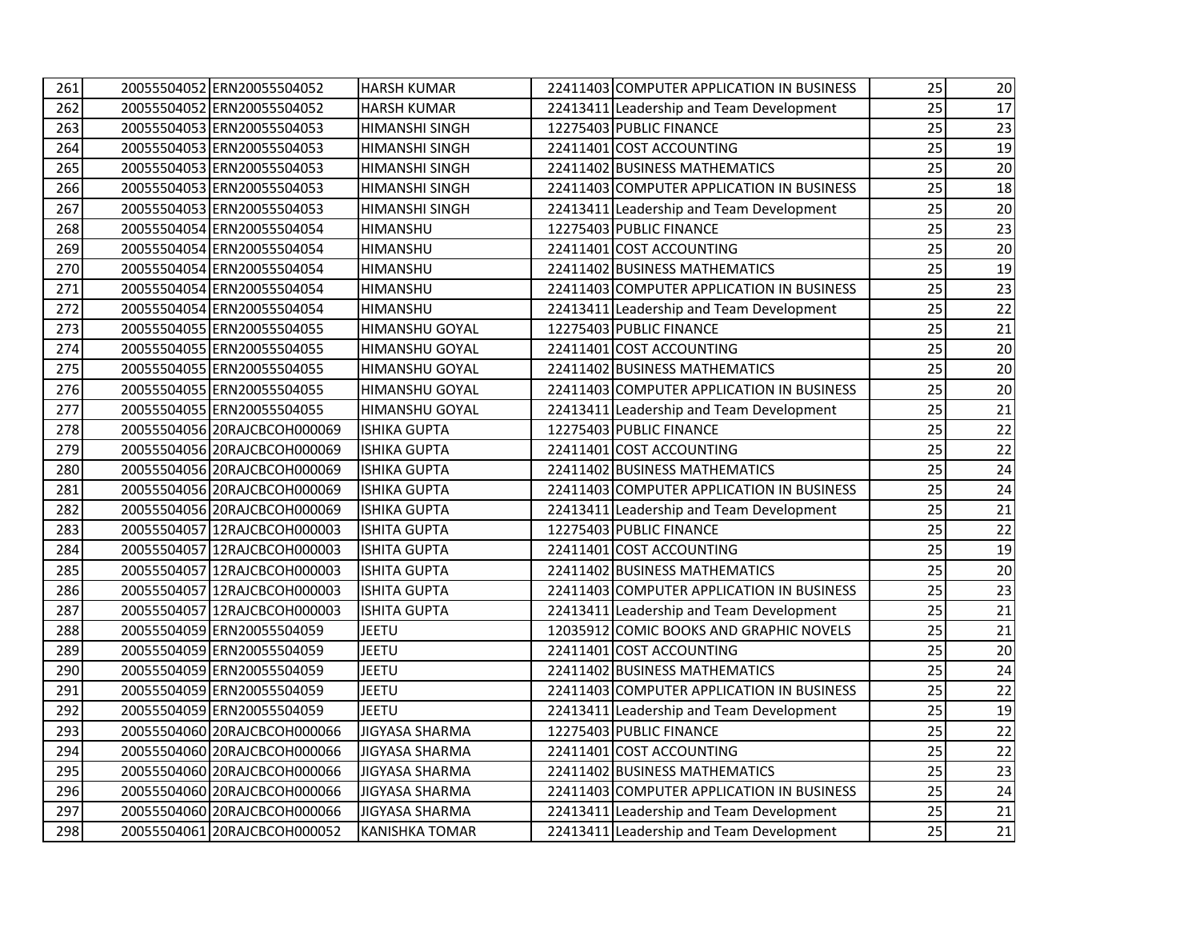| 261 | 20055504052 | ERN20055504052 | HARSH KUMAR | 22411403 | COMPUTER APPLICATION IN BUSINESS | 25 | 20 |
|---|---|---|---|---|---|---|---|
| 262 | 20055504052 | ERN20055504052 | HARSH KUMAR | 22413411 | Leadership and Team Development | 25 | 17 |
| 263 | 20055504053 | ERN20055504053 | HIMANSHI SINGH | 12275403 | PUBLIC FINANCE | 25 | 23 |
| 264 | 20055504053 | ERN20055504053 | HIMANSHI SINGH | 22411401 | COST ACCOUNTING | 25 | 19 |
| 265 | 20055504053 | ERN20055504053 | HIMANSHI SINGH | 22411402 | BUSINESS MATHEMATICS | 25 | 20 |
| 266 | 20055504053 | ERN20055504053 | HIMANSHI SINGH | 22411403 | COMPUTER APPLICATION IN BUSINESS | 25 | 18 |
| 267 | 20055504053 | ERN20055504053 | HIMANSHI SINGH | 22413411 | Leadership and Team Development | 25 | 20 |
| 268 | 20055504054 | ERN20055504054 | HIMANSHU | 12275403 | PUBLIC FINANCE | 25 | 23 |
| 269 | 20055504054 | ERN20055504054 | HIMANSHU | 22411401 | COST ACCOUNTING | 25 | 20 |
| 270 | 20055504054 | ERN20055504054 | HIMANSHU | 22411402 | BUSINESS MATHEMATICS | 25 | 19 |
| 271 | 20055504054 | ERN20055504054 | HIMANSHU | 22411403 | COMPUTER APPLICATION IN BUSINESS | 25 | 23 |
| 272 | 20055504054 | ERN20055504054 | HIMANSHU | 22413411 | Leadership and Team Development | 25 | 22 |
| 273 | 20055504055 | ERN20055504055 | HIMANSHU GOYAL | 12275403 | PUBLIC FINANCE | 25 | 21 |
| 274 | 20055504055 | ERN20055504055 | HIMANSHU GOYAL | 22411401 | COST ACCOUNTING | 25 | 20 |
| 275 | 20055504055 | ERN20055504055 | HIMANSHU GOYAL | 22411402 | BUSINESS MATHEMATICS | 25 | 20 |
| 276 | 20055504055 | ERN20055504055 | HIMANSHU GOYAL | 22411403 | COMPUTER APPLICATION IN BUSINESS | 25 | 20 |
| 277 | 20055504055 | ERN20055504055 | HIMANSHU GOYAL | 22413411 | Leadership and Team Development | 25 | 21 |
| 278 | 20055504056 | 20RAJCBCOH000069 | ISHIKA GUPTA | 12275403 | PUBLIC FINANCE | 25 | 22 |
| 279 | 20055504056 | 20RAJCBCOH000069 | ISHIKA GUPTA | 22411401 | COST ACCOUNTING | 25 | 22 |
| 280 | 20055504056 | 20RAJCBCOH000069 | ISHIKA GUPTA | 22411402 | BUSINESS MATHEMATICS | 25 | 24 |
| 281 | 20055504056 | 20RAJCBCOH000069 | ISHIKA GUPTA | 22411403 | COMPUTER APPLICATION IN BUSINESS | 25 | 24 |
| 282 | 20055504056 | 20RAJCBCOH000069 | ISHIKA GUPTA | 22413411 | Leadership and Team Development | 25 | 21 |
| 283 | 20055504057 | 12RAJCBCOH000003 | ISHITA GUPTA | 12275403 | PUBLIC FINANCE | 25 | 22 |
| 284 | 20055504057 | 12RAJCBCOH000003 | ISHITA GUPTA | 22411401 | COST ACCOUNTING | 25 | 19 |
| 285 | 20055504057 | 12RAJCBCOH000003 | ISHITA GUPTA | 22411402 | BUSINESS MATHEMATICS | 25 | 20 |
| 286 | 20055504057 | 12RAJCBCOH000003 | ISHITA GUPTA | 22411403 | COMPUTER APPLICATION IN BUSINESS | 25 | 23 |
| 287 | 20055504057 | 12RAJCBCOH000003 | ISHITA GUPTA | 22413411 | Leadership and Team Development | 25 | 21 |
| 288 | 20055504059 | ERN20055504059 | JEETU | 12035912 | COMIC BOOKS AND GRAPHIC NOVELS | 25 | 21 |
| 289 | 20055504059 | ERN20055504059 | JEETU | 22411401 | COST ACCOUNTING | 25 | 20 |
| 290 | 20055504059 | ERN20055504059 | JEETU | 22411402 | BUSINESS MATHEMATICS | 25 | 24 |
| 291 | 20055504059 | ERN20055504059 | JEETU | 22411403 | COMPUTER APPLICATION IN BUSINESS | 25 | 22 |
| 292 | 20055504059 | ERN20055504059 | JEETU | 22413411 | Leadership and Team Development | 25 | 19 |
| 293 | 20055504060 | 20RAJCBCOH000066 | JIGYASA SHARMA | 12275403 | PUBLIC FINANCE | 25 | 22 |
| 294 | 20055504060 | 20RAJCBCOH000066 | JIGYASA SHARMA | 22411401 | COST ACCOUNTING | 25 | 22 |
| 295 | 20055504060 | 20RAJCBCOH000066 | JIGYASA SHARMA | 22411402 | BUSINESS MATHEMATICS | 25 | 23 |
| 296 | 20055504060 | 20RAJCBCOH000066 | JIGYASA SHARMA | 22411403 | COMPUTER APPLICATION IN BUSINESS | 25 | 24 |
| 297 | 20055504060 | 20RAJCBCOH000066 | JIGYASA SHARMA | 22413411 | Leadership and Team Development | 25 | 21 |
| 298 | 20055504061 | 20RAJCBCOH000052 | KANISHKA TOMAR | 22413411 | Leadership and Team Development | 25 | 21 |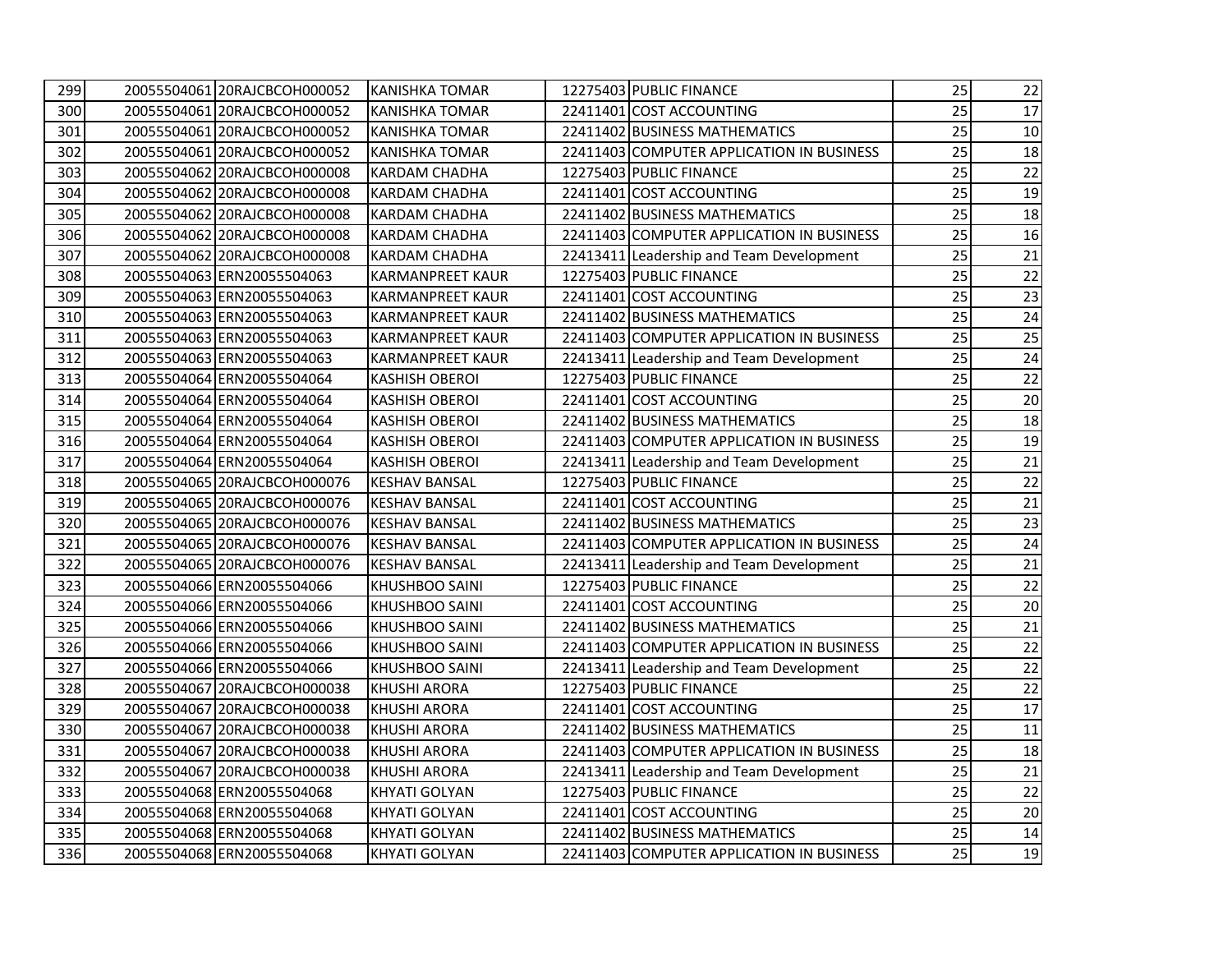| | | | | | | | |
|---|---|---|---|---|---|---|---|
| 299 | 20055504061 | 20RAJCBCOH000052 | KANISHKA TOMAR | 12275403 | PUBLIC FINANCE | 25 | 22 |
| 300 | 20055504061 | 20RAJCBCOH000052 | KANISHKA TOMAR | 22411401 | COST ACCOUNTING | 25 | 17 |
| 301 | 20055504061 | 20RAJCBCOH000052 | KANISHKA TOMAR | 22411402 | BUSINESS MATHEMATICS | 25 | 10 |
| 302 | 20055504061 | 20RAJCBCOH000052 | KANISHKA TOMAR | 22411403 | COMPUTER APPLICATION IN BUSINESS | 25 | 18 |
| 303 | 20055504062 | 20RAJCBCOH000008 | KARDAM CHADHA | 12275403 | PUBLIC FINANCE | 25 | 22 |
| 304 | 20055504062 | 20RAJCBCOH000008 | KARDAM CHADHA | 22411401 | COST ACCOUNTING | 25 | 19 |
| 305 | 20055504062 | 20RAJCBCOH000008 | KARDAM CHADHA | 22411402 | BUSINESS MATHEMATICS | 25 | 18 |
| 306 | 20055504062 | 20RAJCBCOH000008 | KARDAM CHADHA | 22411403 | COMPUTER APPLICATION IN BUSINESS | 25 | 16 |
| 307 | 20055504062 | 20RAJCBCOH000008 | KARDAM CHADHA | 22413411 | Leadership and Team Development | 25 | 21 |
| 308 | 20055504063 | ERN20055504063 | KARMANPREET KAUR | 12275403 | PUBLIC FINANCE | 25 | 22 |
| 309 | 20055504063 | ERN20055504063 | KARMANPREET KAUR | 22411401 | COST ACCOUNTING | 25 | 23 |
| 310 | 20055504063 | ERN20055504063 | KARMANPREET KAUR | 22411402 | BUSINESS MATHEMATICS | 25 | 24 |
| 311 | 20055504063 | ERN20055504063 | KARMANPREET KAUR | 22411403 | COMPUTER APPLICATION IN BUSINESS | 25 | 25 |
| 312 | 20055504063 | ERN20055504063 | KARMANPREET KAUR | 22413411 | Leadership and Team Development | 25 | 24 |
| 313 | 20055504064 | ERN20055504064 | KASHISH OBEROI | 12275403 | PUBLIC FINANCE | 25 | 22 |
| 314 | 20055504064 | ERN20055504064 | KASHISH OBEROI | 22411401 | COST ACCOUNTING | 25 | 20 |
| 315 | 20055504064 | ERN20055504064 | KASHISH OBEROI | 22411402 | BUSINESS MATHEMATICS | 25 | 18 |
| 316 | 20055504064 | ERN20055504064 | KASHISH OBEROI | 22411403 | COMPUTER APPLICATION IN BUSINESS | 25 | 19 |
| 317 | 20055504064 | ERN20055504064 | KASHISH OBEROI | 22413411 | Leadership and Team Development | 25 | 21 |
| 318 | 20055504065 | 20RAJCBCOH000076 | KESHAV BANSAL | 12275403 | PUBLIC FINANCE | 25 | 22 |
| 319 | 20055504065 | 20RAJCBCOH000076 | KESHAV BANSAL | 22411401 | COST ACCOUNTING | 25 | 21 |
| 320 | 20055504065 | 20RAJCBCOH000076 | KESHAV BANSAL | 22411402 | BUSINESS MATHEMATICS | 25 | 23 |
| 321 | 20055504065 | 20RAJCBCOH000076 | KESHAV BANSAL | 22411403 | COMPUTER APPLICATION IN BUSINESS | 25 | 24 |
| 322 | 20055504065 | 20RAJCBCOH000076 | KESHAV BANSAL | 22413411 | Leadership and Team Development | 25 | 21 |
| 323 | 20055504066 | ERN20055504066 | KHUSHBOO SAINI | 12275403 | PUBLIC FINANCE | 25 | 22 |
| 324 | 20055504066 | ERN20055504066 | KHUSHBOO SAINI | 22411401 | COST ACCOUNTING | 25 | 20 |
| 325 | 20055504066 | ERN20055504066 | KHUSHBOO SAINI | 22411402 | BUSINESS MATHEMATICS | 25 | 21 |
| 326 | 20055504066 | ERN20055504066 | KHUSHBOO SAINI | 22411403 | COMPUTER APPLICATION IN BUSINESS | 25 | 22 |
| 327 | 20055504066 | ERN20055504066 | KHUSHBOO SAINI | 22413411 | Leadership and Team Development | 25 | 22 |
| 328 | 20055504067 | 20RAJCBCOH000038 | KHUSHI ARORA | 12275403 | PUBLIC FINANCE | 25 | 22 |
| 329 | 20055504067 | 20RAJCBCOH000038 | KHUSHI ARORA | 22411401 | COST ACCOUNTING | 25 | 17 |
| 330 | 20055504067 | 20RAJCBCOH000038 | KHUSHI ARORA | 22411402 | BUSINESS MATHEMATICS | 25 | 11 |
| 331 | 20055504067 | 20RAJCBCOH000038 | KHUSHI ARORA | 22411403 | COMPUTER APPLICATION IN BUSINESS | 25 | 18 |
| 332 | 20055504067 | 20RAJCBCOH000038 | KHUSHI ARORA | 22413411 | Leadership and Team Development | 25 | 21 |
| 333 | 20055504068 | ERN20055504068 | KHYATI GOLYAN | 12275403 | PUBLIC FINANCE | 25 | 22 |
| 334 | 20055504068 | ERN20055504068 | KHYATI GOLYAN | 22411401 | COST ACCOUNTING | 25 | 20 |
| 335 | 20055504068 | ERN20055504068 | KHYATI GOLYAN | 22411402 | BUSINESS MATHEMATICS | 25 | 14 |
| 336 | 20055504068 | ERN20055504068 | KHYATI GOLYAN | 22411403 | COMPUTER APPLICATION IN BUSINESS | 25 | 19 |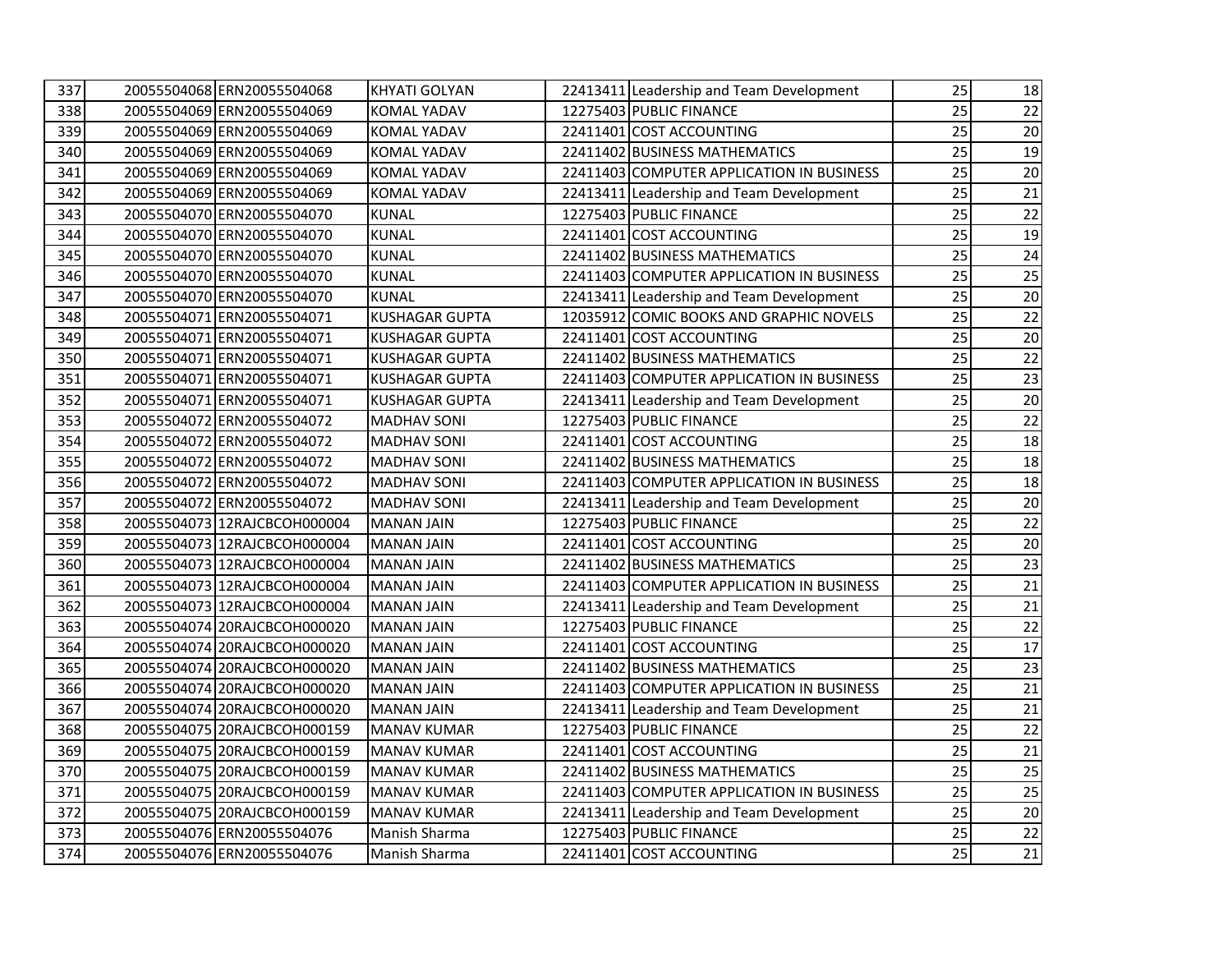| | | | | | | | |
|---|---|---|---|---|---|---|---|
| 337 | 20055504068 | ERN20055504068 | KHYATI GOLYAN | 22413411 | Leadership and Team Development | 25 | 18 |
| 338 | 20055504069 | ERN20055504069 | KOMAL YADAV | 12275403 | PUBLIC FINANCE | 25 | 22 |
| 339 | 20055504069 | ERN20055504069 | KOMAL YADAV | 22411401 | COST ACCOUNTING | 25 | 20 |
| 340 | 20055504069 | ERN20055504069 | KOMAL YADAV | 22411402 | BUSINESS MATHEMATICS | 25 | 19 |
| 341 | 20055504069 | ERN20055504069 | KOMAL YADAV | 22411403 | COMPUTER APPLICATION IN BUSINESS | 25 | 20 |
| 342 | 20055504069 | ERN20055504069 | KOMAL YADAV | 22413411 | Leadership and Team Development | 25 | 21 |
| 343 | 20055504070 | ERN20055504070 | KUNAL | 12275403 | PUBLIC FINANCE | 25 | 22 |
| 344 | 20055504070 | ERN20055504070 | KUNAL | 22411401 | COST ACCOUNTING | 25 | 19 |
| 345 | 20055504070 | ERN20055504070 | KUNAL | 22411402 | BUSINESS MATHEMATICS | 25 | 24 |
| 346 | 20055504070 | ERN20055504070 | KUNAL | 22411403 | COMPUTER APPLICATION IN BUSINESS | 25 | 25 |
| 347 | 20055504070 | ERN20055504070 | KUNAL | 22413411 | Leadership and Team Development | 25 | 20 |
| 348 | 20055504071 | ERN20055504071 | KUSHAGAR GUPTA | 12035912 | COMIC BOOKS AND GRAPHIC NOVELS | 25 | 22 |
| 349 | 20055504071 | ERN20055504071 | KUSHAGAR GUPTA | 22411401 | COST ACCOUNTING | 25 | 20 |
| 350 | 20055504071 | ERN20055504071 | KUSHAGAR GUPTA | 22411402 | BUSINESS MATHEMATICS | 25 | 22 |
| 351 | 20055504071 | ERN20055504071 | KUSHAGAR GUPTA | 22411403 | COMPUTER APPLICATION IN BUSINESS | 25 | 23 |
| 352 | 20055504071 | ERN20055504071 | KUSHAGAR GUPTA | 22413411 | Leadership and Team Development | 25 | 20 |
| 353 | 20055504072 | ERN20055504072 | MADHAV SONI | 12275403 | PUBLIC FINANCE | 25 | 22 |
| 354 | 20055504072 | ERN20055504072 | MADHAV SONI | 22411401 | COST ACCOUNTING | 25 | 18 |
| 355 | 20055504072 | ERN20055504072 | MADHAV SONI | 22411402 | BUSINESS MATHEMATICS | 25 | 18 |
| 356 | 20055504072 | ERN20055504072 | MADHAV SONI | 22411403 | COMPUTER APPLICATION IN BUSINESS | 25 | 18 |
| 357 | 20055504072 | ERN20055504072 | MADHAV SONI | 22413411 | Leadership and Team Development | 25 | 20 |
| 358 | 20055504073 | 12RAJCBCOH000004 | MANAN JAIN | 12275403 | PUBLIC FINANCE | 25 | 22 |
| 359 | 20055504073 | 12RAJCBCOH000004 | MANAN JAIN | 22411401 | COST ACCOUNTING | 25 | 20 |
| 360 | 20055504073 | 12RAJCBCOH000004 | MANAN JAIN | 22411402 | BUSINESS MATHEMATICS | 25 | 23 |
| 361 | 20055504073 | 12RAJCBCOH000004 | MANAN JAIN | 22411403 | COMPUTER APPLICATION IN BUSINESS | 25 | 21 |
| 362 | 20055504073 | 12RAJCBCOH000004 | MANAN JAIN | 22413411 | Leadership and Team Development | 25 | 21 |
| 363 | 20055504074 | 20RAJCBCOH000020 | MANAN JAIN | 12275403 | PUBLIC FINANCE | 25 | 22 |
| 364 | 20055504074 | 20RAJCBCOH000020 | MANAN JAIN | 22411401 | COST ACCOUNTING | 25 | 17 |
| 365 | 20055504074 | 20RAJCBCOH000020 | MANAN JAIN | 22411402 | BUSINESS MATHEMATICS | 25 | 23 |
| 366 | 20055504074 | 20RAJCBCOH000020 | MANAN JAIN | 22411403 | COMPUTER APPLICATION IN BUSINESS | 25 | 21 |
| 367 | 20055504074 | 20RAJCBCOH000020 | MANAN JAIN | 22413411 | Leadership and Team Development | 25 | 21 |
| 368 | 20055504075 | 20RAJCBCOH000159 | MANAV KUMAR | 12275403 | PUBLIC FINANCE | 25 | 22 |
| 369 | 20055504075 | 20RAJCBCOH000159 | MANAV KUMAR | 22411401 | COST ACCOUNTING | 25 | 21 |
| 370 | 20055504075 | 20RAJCBCOH000159 | MANAV KUMAR | 22411402 | BUSINESS MATHEMATICS | 25 | 25 |
| 371 | 20055504075 | 20RAJCBCOH000159 | MANAV KUMAR | 22411403 | COMPUTER APPLICATION IN BUSINESS | 25 | 25 |
| 372 | 20055504075 | 20RAJCBCOH000159 | MANAV KUMAR | 22413411 | Leadership and Team Development | 25 | 20 |
| 373 | 20055504076 | ERN20055504076 | Manish Sharma | 12275403 | PUBLIC FINANCE | 25 | 22 |
| 374 | 20055504076 | ERN20055504076 | Manish Sharma | 22411401 | COST ACCOUNTING | 25 | 21 |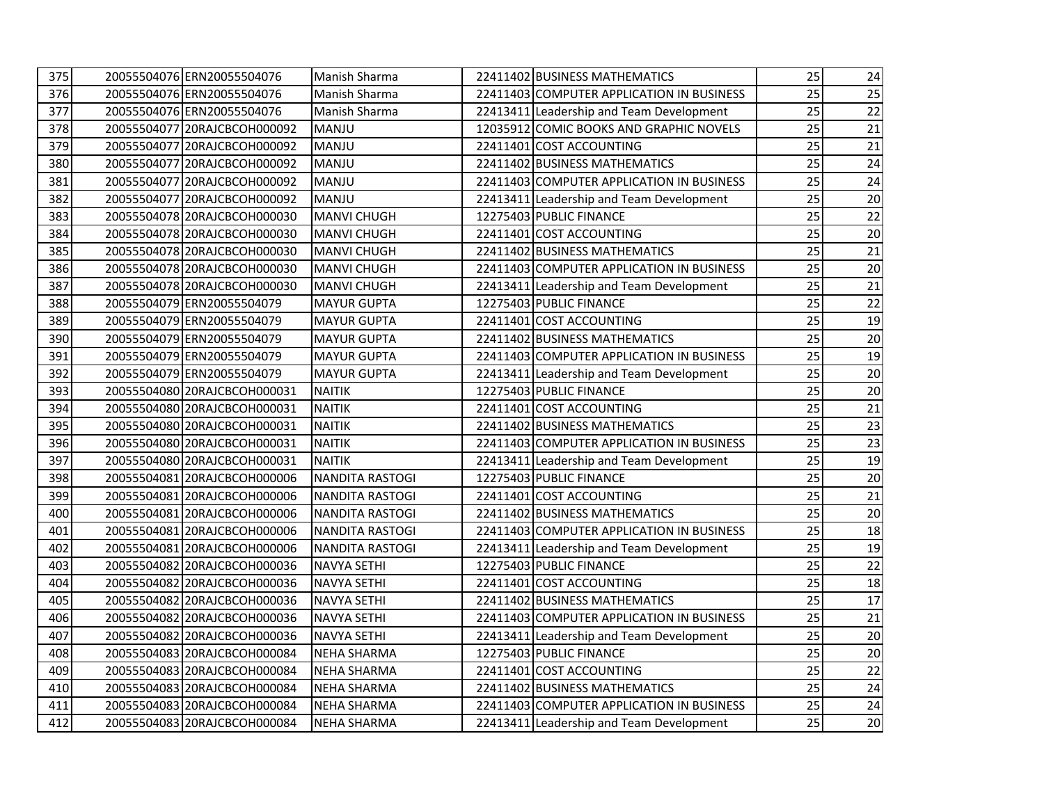| | | | | | | | |
|---|---|---|---|---|---|---|---|
| 375 | 20055504076 | ERN20055504076 | Manish Sharma | 22411402 | BUSINESS MATHEMATICS | 25 | 24 |
| 376 | 20055504076 | ERN20055504076 | Manish Sharma | 22411403 | COMPUTER APPLICATION IN BUSINESS | 25 | 25 |
| 377 | 20055504076 | ERN20055504076 | Manish Sharma | 22413411 | Leadership and Team Development | 25 | 22 |
| 378 | 20055504077 | 20RAJCBCOH000092 | MANJU | 12035912 | COMIC BOOKS AND GRAPHIC NOVELS | 25 | 21 |
| 379 | 20055504077 | 20RAJCBCOH000092 | MANJU | 22411401 | COST ACCOUNTING | 25 | 21 |
| 380 | 20055504077 | 20RAJCBCOH000092 | MANJU | 22411402 | BUSINESS MATHEMATICS | 25 | 24 |
| 381 | 20055504077 | 20RAJCBCOH000092 | MANJU | 22411403 | COMPUTER APPLICATION IN BUSINESS | 25 | 24 |
| 382 | 20055504077 | 20RAJCBCOH000092 | MANJU | 22413411 | Leadership and Team Development | 25 | 20 |
| 383 | 20055504078 | 20RAJCBCOH000030 | MANVI CHUGH | 12275403 | PUBLIC FINANCE | 25 | 22 |
| 384 | 20055504078 | 20RAJCBCOH000030 | MANVI CHUGH | 22411401 | COST ACCOUNTING | 25 | 20 |
| 385 | 20055504078 | 20RAJCBCOH000030 | MANVI CHUGH | 22411402 | BUSINESS MATHEMATICS | 25 | 21 |
| 386 | 20055504078 | 20RAJCBCOH000030 | MANVI CHUGH | 22411403 | COMPUTER APPLICATION IN BUSINESS | 25 | 20 |
| 387 | 20055504078 | 20RAJCBCOH000030 | MANVI CHUGH | 22413411 | Leadership and Team Development | 25 | 21 |
| 388 | 20055504079 | ERN20055504079 | MAYUR GUPTA | 12275403 | PUBLIC FINANCE | 25 | 22 |
| 389 | 20055504079 | ERN20055504079 | MAYUR GUPTA | 22411401 | COST ACCOUNTING | 25 | 19 |
| 390 | 20055504079 | ERN20055504079 | MAYUR GUPTA | 22411402 | BUSINESS MATHEMATICS | 25 | 20 |
| 391 | 20055504079 | ERN20055504079 | MAYUR GUPTA | 22411403 | COMPUTER APPLICATION IN BUSINESS | 25 | 19 |
| 392 | 20055504079 | ERN20055504079 | MAYUR GUPTA | 22413411 | Leadership and Team Development | 25 | 20 |
| 393 | 20055504080 | 20RAJCBCOH000031 | NAITIK | 12275403 | PUBLIC FINANCE | 25 | 20 |
| 394 | 20055504080 | 20RAJCBCOH000031 | NAITIK | 22411401 | COST ACCOUNTING | 25 | 21 |
| 395 | 20055504080 | 20RAJCBCOH000031 | NAITIK | 22411402 | BUSINESS MATHEMATICS | 25 | 23 |
| 396 | 20055504080 | 20RAJCBCOH000031 | NAITIK | 22411403 | COMPUTER APPLICATION IN BUSINESS | 25 | 23 |
| 397 | 20055504080 | 20RAJCBCOH000031 | NAITIK | 22413411 | Leadership and Team Development | 25 | 19 |
| 398 | 20055504081 | 20RAJCBCOH000006 | NANDITA RASTOGI | 12275403 | PUBLIC FINANCE | 25 | 20 |
| 399 | 20055504081 | 20RAJCBCOH000006 | NANDITA RASTOGI | 22411401 | COST ACCOUNTING | 25 | 21 |
| 400 | 20055504081 | 20RAJCBCOH000006 | NANDITA RASTOGI | 22411402 | BUSINESS MATHEMATICS | 25 | 20 |
| 401 | 20055504081 | 20RAJCBCOH000006 | NANDITA RASTOGI | 22411403 | COMPUTER APPLICATION IN BUSINESS | 25 | 18 |
| 402 | 20055504081 | 20RAJCBCOH000006 | NANDITA RASTOGI | 22413411 | Leadership and Team Development | 25 | 19 |
| 403 | 20055504082 | 20RAJCBCOH000036 | NAVYA SETHI | 12275403 | PUBLIC FINANCE | 25 | 22 |
| 404 | 20055504082 | 20RAJCBCOH000036 | NAVYA SETHI | 22411401 | COST ACCOUNTING | 25 | 18 |
| 405 | 20055504082 | 20RAJCBCOH000036 | NAVYA SETHI | 22411402 | BUSINESS MATHEMATICS | 25 | 17 |
| 406 | 20055504082 | 20RAJCBCOH000036 | NAVYA SETHI | 22411403 | COMPUTER APPLICATION IN BUSINESS | 25 | 21 |
| 407 | 20055504082 | 20RAJCBCOH000036 | NAVYA SETHI | 22413411 | Leadership and Team Development | 25 | 20 |
| 408 | 20055504083 | 20RAJCBCOH000084 | NEHA SHARMA | 12275403 | PUBLIC FINANCE | 25 | 20 |
| 409 | 20055504083 | 20RAJCBCOH000084 | NEHA SHARMA | 22411401 | COST ACCOUNTING | 25 | 22 |
| 410 | 20055504083 | 20RAJCBCOH000084 | NEHA SHARMA | 22411402 | BUSINESS MATHEMATICS | 25 | 24 |
| 411 | 20055504083 | 20RAJCBCOH000084 | NEHA SHARMA | 22411403 | COMPUTER APPLICATION IN BUSINESS | 25 | 24 |
| 412 | 20055504083 | 20RAJCBCOH000084 | NEHA SHARMA | 22413411 | Leadership and Team Development | 25 | 20 |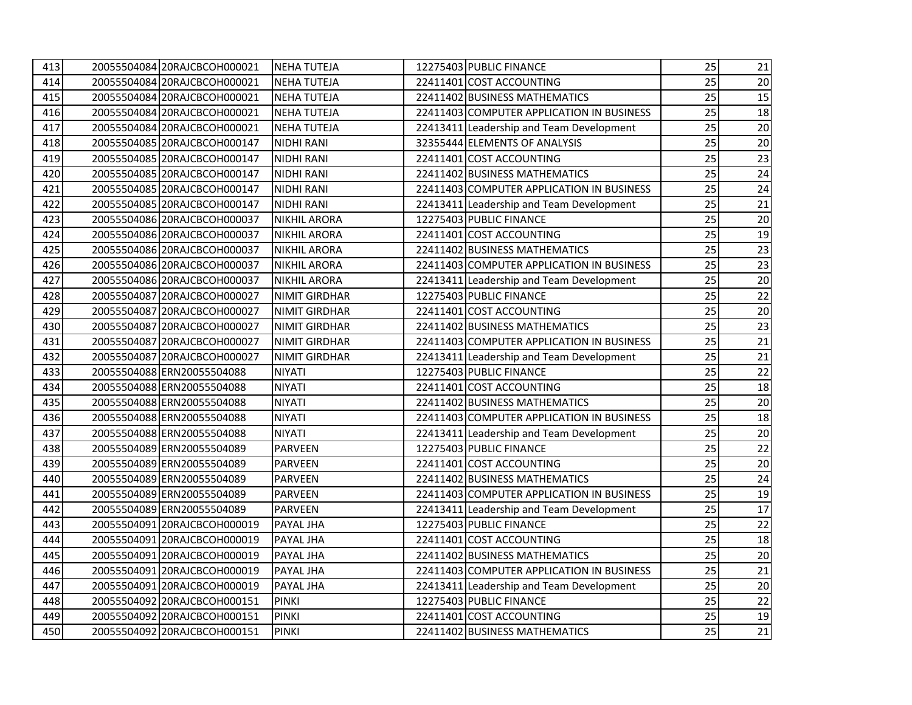| 413 | 20055504084 | 20RAJCBCOH000021 | NEHA TUTEJA | 12275403 | PUBLIC FINANCE | 25 | 21 |
|---|---|---|---|---|---|---|---|
| 414 | 20055504084 | 20RAJCBCOH000021 | NEHA TUTEJA | 22411401 | COST ACCOUNTING | 25 | 20 |
| 415 | 20055504084 | 20RAJCBCOH000021 | NEHA TUTEJA | 22411402 | BUSINESS MATHEMATICS | 25 | 15 |
| 416 | 20055504084 | 20RAJCBCOH000021 | NEHA TUTEJA | 22411403 | COMPUTER APPLICATION IN BUSINESS | 25 | 18 |
| 417 | 20055504084 | 20RAJCBCOH000021 | NEHA TUTEJA | 22413411 | Leadership and Team Development | 25 | 20 |
| 418 | 20055504085 | 20RAJCBCOH000147 | NIDHI RANI | 32355444 | ELEMENTS OF ANALYSIS | 25 | 20 |
| 419 | 20055504085 | 20RAJCBCOH000147 | NIDHI RANI | 22411401 | COST ACCOUNTING | 25 | 23 |
| 420 | 20055504085 | 20RAJCBCOH000147 | NIDHI RANI | 22411402 | BUSINESS MATHEMATICS | 25 | 24 |
| 421 | 20055504085 | 20RAJCBCOH000147 | NIDHI RANI | 22411403 | COMPUTER APPLICATION IN BUSINESS | 25 | 24 |
| 422 | 20055504085 | 20RAJCBCOH000147 | NIDHI RANI | 22413411 | Leadership and Team Development | 25 | 21 |
| 423 | 20055504086 | 20RAJCBCOH000037 | NIKHIL ARORA | 12275403 | PUBLIC FINANCE | 25 | 20 |
| 424 | 20055504086 | 20RAJCBCOH000037 | NIKHIL ARORA | 22411401 | COST ACCOUNTING | 25 | 19 |
| 425 | 20055504086 | 20RAJCBCOH000037 | NIKHIL ARORA | 22411402 | BUSINESS MATHEMATICS | 25 | 23 |
| 426 | 20055504086 | 20RAJCBCOH000037 | NIKHIL ARORA | 22411403 | COMPUTER APPLICATION IN BUSINESS | 25 | 23 |
| 427 | 20055504086 | 20RAJCBCOH000037 | NIKHIL ARORA | 22413411 | Leadership and Team Development | 25 | 20 |
| 428 | 20055504087 | 20RAJCBCOH000027 | NIMIT GIRDHAR | 12275403 | PUBLIC FINANCE | 25 | 22 |
| 429 | 20055504087 | 20RAJCBCOH000027 | NIMIT GIRDHAR | 22411401 | COST ACCOUNTING | 25 | 20 |
| 430 | 20055504087 | 20RAJCBCOH000027 | NIMIT GIRDHAR | 22411402 | BUSINESS MATHEMATICS | 25 | 23 |
| 431 | 20055504087 | 20RAJCBCOH000027 | NIMIT GIRDHAR | 22411403 | COMPUTER APPLICATION IN BUSINESS | 25 | 21 |
| 432 | 20055504087 | 20RAJCBCOH000027 | NIMIT GIRDHAR | 22413411 | Leadership and Team Development | 25 | 21 |
| 433 | 20055504088 | ERN20055504088 | NIYATI | 12275403 | PUBLIC FINANCE | 25 | 22 |
| 434 | 20055504088 | ERN20055504088 | NIYATI | 22411401 | COST ACCOUNTING | 25 | 18 |
| 435 | 20055504088 | ERN20055504088 | NIYATI | 22411402 | BUSINESS MATHEMATICS | 25 | 20 |
| 436 | 20055504088 | ERN20055504088 | NIYATI | 22411403 | COMPUTER APPLICATION IN BUSINESS | 25 | 18 |
| 437 | 20055504088 | ERN20055504088 | NIYATI | 22413411 | Leadership and Team Development | 25 | 20 |
| 438 | 20055504089 | ERN20055504089 | PARVEEN | 12275403 | PUBLIC FINANCE | 25 | 22 |
| 439 | 20055504089 | ERN20055504089 | PARVEEN | 22411401 | COST ACCOUNTING | 25 | 20 |
| 440 | 20055504089 | ERN20055504089 | PARVEEN | 22411402 | BUSINESS MATHEMATICS | 25 | 24 |
| 441 | 20055504089 | ERN20055504089 | PARVEEN | 22411403 | COMPUTER APPLICATION IN BUSINESS | 25 | 19 |
| 442 | 20055504089 | ERN20055504089 | PARVEEN | 22413411 | Leadership and Team Development | 25 | 17 |
| 443 | 20055504091 | 20RAJCBCOH000019 | PAYAL JHA | 12275403 | PUBLIC FINANCE | 25 | 22 |
| 444 | 20055504091 | 20RAJCBCOH000019 | PAYAL JHA | 22411401 | COST ACCOUNTING | 25 | 18 |
| 445 | 20055504091 | 20RAJCBCOH000019 | PAYAL JHA | 22411402 | BUSINESS MATHEMATICS | 25 | 20 |
| 446 | 20055504091 | 20RAJCBCOH000019 | PAYAL JHA | 22411403 | COMPUTER APPLICATION IN BUSINESS | 25 | 21 |
| 447 | 20055504091 | 20RAJCBCOH000019 | PAYAL JHA | 22413411 | Leadership and Team Development | 25 | 20 |
| 448 | 20055504092 | 20RAJCBCOH000151 | PINKI | 12275403 | PUBLIC FINANCE | 25 | 22 |
| 449 | 20055504092 | 20RAJCBCOH000151 | PINKI | 22411401 | COST ACCOUNTING | 25 | 19 |
| 450 | 20055504092 | 20RAJCBCOH000151 | PINKI | 22411402 | BUSINESS MATHEMATICS | 25 | 21 |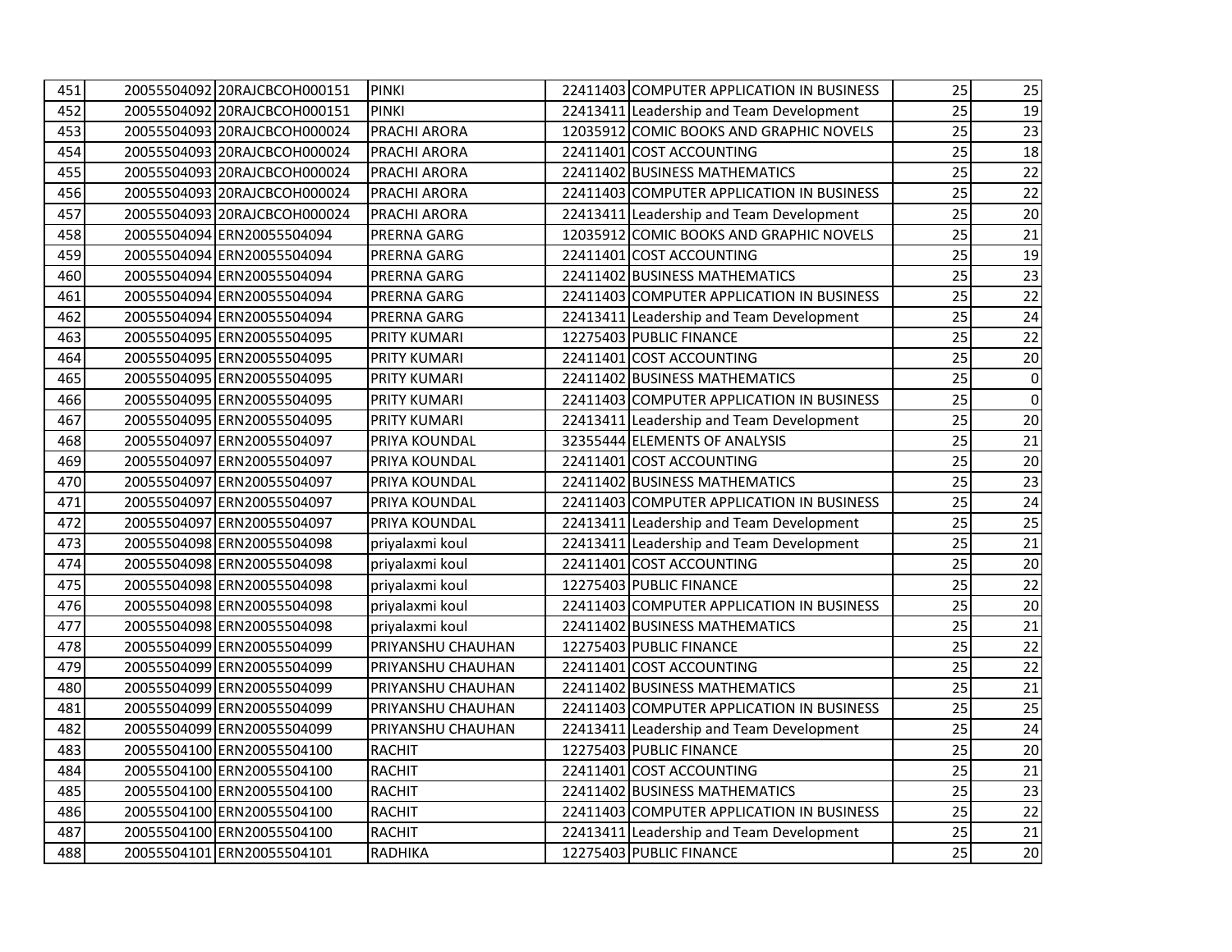| 451 | 20055504092 | 20RAJCBCOH000151 | PINKI | 22411403 | COMPUTER APPLICATION IN BUSINESS | 25 | 25 |
|---|---|---|---|---|---|---|---|
| 452 | 20055504092 | 20RAJCBCOH000151 | PINKI | 22413411 | Leadership and Team Development | 25 | 19 |
| 453 | 20055504093 | 20RAJCBCOH000024 | PRACHI ARORA | 12035912 | COMIC BOOKS AND GRAPHIC NOVELS | 25 | 23 |
| 454 | 20055504093 | 20RAJCBCOH000024 | PRACHI ARORA | 22411401 | COST ACCOUNTING | 25 | 18 |
| 455 | 20055504093 | 20RAJCBCOH000024 | PRACHI ARORA | 22411402 | BUSINESS MATHEMATICS | 25 | 22 |
| 456 | 20055504093 | 20RAJCBCOH000024 | PRACHI ARORA | 22411403 | COMPUTER APPLICATION IN BUSINESS | 25 | 22 |
| 457 | 20055504093 | 20RAJCBCOH000024 | PRACHI ARORA | 22413411 | Leadership and Team Development | 25 | 20 |
| 458 | 20055504094 | ERN20055504094 | PRERNA GARG | 12035912 | COMIC BOOKS AND GRAPHIC NOVELS | 25 | 21 |
| 459 | 20055504094 | ERN20055504094 | PRERNA GARG | 22411401 | COST ACCOUNTING | 25 | 19 |
| 460 | 20055504094 | ERN20055504094 | PRERNA GARG | 22411402 | BUSINESS MATHEMATICS | 25 | 23 |
| 461 | 20055504094 | ERN20055504094 | PRERNA GARG | 22411403 | COMPUTER APPLICATION IN BUSINESS | 25 | 22 |
| 462 | 20055504094 | ERN20055504094 | PRERNA GARG | 22413411 | Leadership and Team Development | 25 | 24 |
| 463 | 20055504095 | ERN20055504095 | PRITY KUMARI | 12275403 | PUBLIC FINANCE | 25 | 22 |
| 464 | 20055504095 | ERN20055504095 | PRITY KUMARI | 22411401 | COST ACCOUNTING | 25 | 20 |
| 465 | 20055504095 | ERN20055504095 | PRITY KUMARI | 22411402 | BUSINESS MATHEMATICS | 25 | 0 |
| 466 | 20055504095 | ERN20055504095 | PRITY KUMARI | 22411403 | COMPUTER APPLICATION IN BUSINESS | 25 | 0 |
| 467 | 20055504095 | ERN20055504095 | PRITY KUMARI | 22413411 | Leadership and Team Development | 25 | 20 |
| 468 | 20055504097 | ERN20055504097 | PRIYA KOUNDAL | 32355444 | ELEMENTS OF ANALYSIS | 25 | 21 |
| 469 | 20055504097 | ERN20055504097 | PRIYA KOUNDAL | 22411401 | COST ACCOUNTING | 25 | 20 |
| 470 | 20055504097 | ERN20055504097 | PRIYA KOUNDAL | 22411402 | BUSINESS MATHEMATICS | 25 | 23 |
| 471 | 20055504097 | ERN20055504097 | PRIYA KOUNDAL | 22411403 | COMPUTER APPLICATION IN BUSINESS | 25 | 24 |
| 472 | 20055504097 | ERN20055504097 | PRIYA KOUNDAL | 22413411 | Leadership and Team Development | 25 | 25 |
| 473 | 20055504098 | ERN20055504098 | priyalaxmi koul | 22413411 | Leadership and Team Development | 25 | 21 |
| 474 | 20055504098 | ERN20055504098 | priyalaxmi koul | 22411401 | COST ACCOUNTING | 25 | 20 |
| 475 | 20055504098 | ERN20055504098 | priyalaxmi koul | 12275403 | PUBLIC FINANCE | 25 | 22 |
| 476 | 20055504098 | ERN20055504098 | priyalaxmi koul | 22411403 | COMPUTER APPLICATION IN BUSINESS | 25 | 20 |
| 477 | 20055504098 | ERN20055504098 | priyalaxmi koul | 22411402 | BUSINESS MATHEMATICS | 25 | 21 |
| 478 | 20055504099 | ERN20055504099 | PRIYANSHU CHAUHAN | 12275403 | PUBLIC FINANCE | 25 | 22 |
| 479 | 20055504099 | ERN20055504099 | PRIYANSHU CHAUHAN | 22411401 | COST ACCOUNTING | 25 | 22 |
| 480 | 20055504099 | ERN20055504099 | PRIYANSHU CHAUHAN | 22411402 | BUSINESS MATHEMATICS | 25 | 21 |
| 481 | 20055504099 | ERN20055504099 | PRIYANSHU CHAUHAN | 22411403 | COMPUTER APPLICATION IN BUSINESS | 25 | 25 |
| 482 | 20055504099 | ERN20055504099 | PRIYANSHU CHAUHAN | 22413411 | Leadership and Team Development | 25 | 24 |
| 483 | 20055504100 | ERN20055504100 | RACHIT | 12275403 | PUBLIC FINANCE | 25 | 20 |
| 484 | 20055504100 | ERN20055504100 | RACHIT | 22411401 | COST ACCOUNTING | 25 | 21 |
| 485 | 20055504100 | ERN20055504100 | RACHIT | 22411402 | BUSINESS MATHEMATICS | 25 | 23 |
| 486 | 20055504100 | ERN20055504100 | RACHIT | 22411403 | COMPUTER APPLICATION IN BUSINESS | 25 | 22 |
| 487 | 20055504100 | ERN20055504100 | RACHIT | 22413411 | Leadership and Team Development | 25 | 21 |
| 488 | 20055504101 | ERN20055504101 | RADHIKA | 12275403 | PUBLIC FINANCE | 25 | 20 |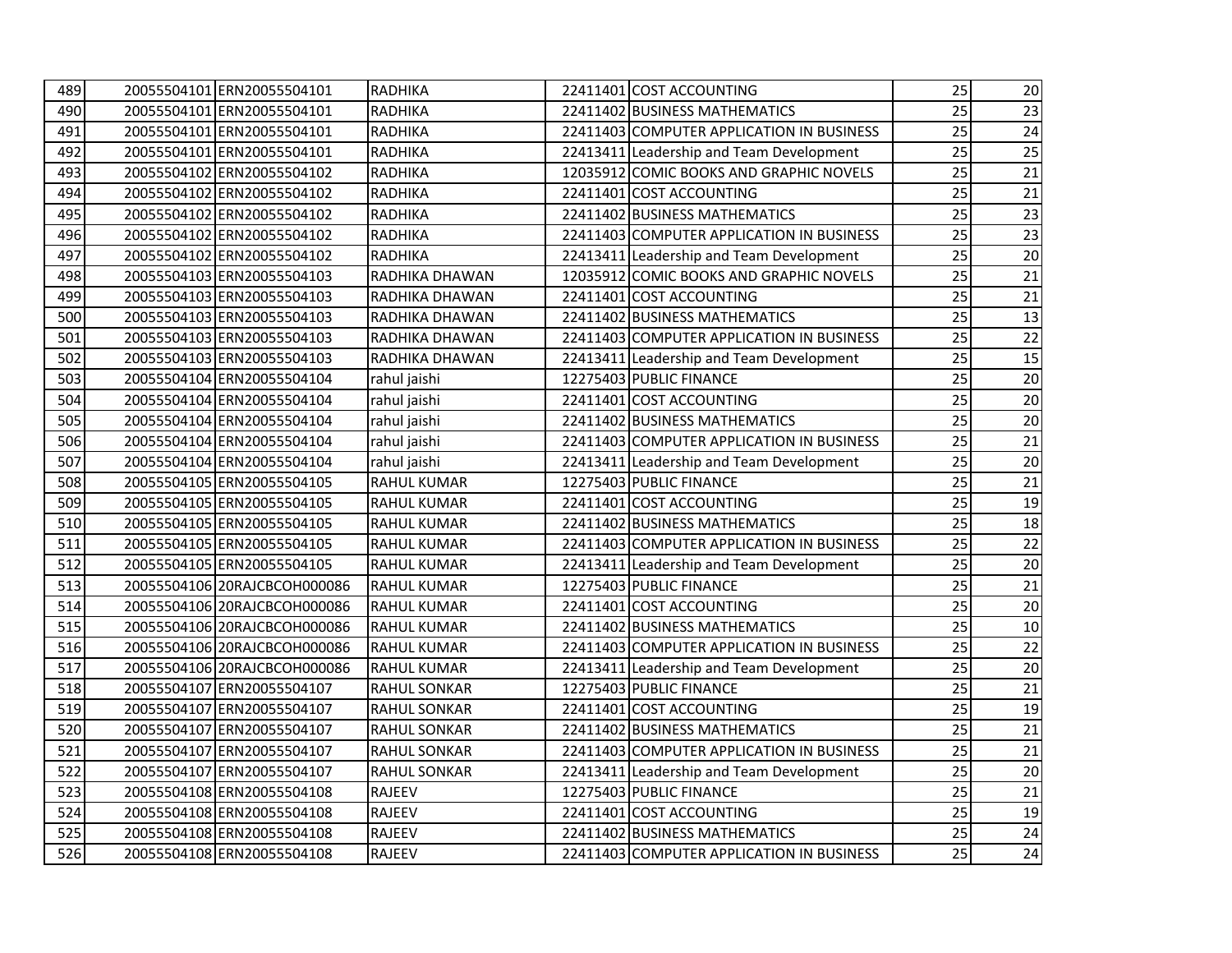| 489 | 20055504101 | ERN20055504101 | RADHIKA | 22411401 | COST ACCOUNTING | 25 | 20 |
|---|---|---|---|---|---|---|---|
| 490 | 20055504101 | ERN20055504101 | RADHIKA | 22411402 | BUSINESS MATHEMATICS | 25 | 23 |
| 491 | 20055504101 | ERN20055504101 | RADHIKA | 22411403 | COMPUTER APPLICATION IN BUSINESS | 25 | 24 |
| 492 | 20055504101 | ERN20055504101 | RADHIKA | 22413411 | Leadership and Team Development | 25 | 25 |
| 493 | 20055504102 | ERN20055504102 | RADHIKA | 12035912 | COMIC BOOKS AND GRAPHIC NOVELS | 25 | 21 |
| 494 | 20055504102 | ERN20055504102 | RADHIKA | 22411401 | COST ACCOUNTING | 25 | 21 |
| 495 | 20055504102 | ERN20055504102 | RADHIKA | 22411402 | BUSINESS MATHEMATICS | 25 | 23 |
| 496 | 20055504102 | ERN20055504102 | RADHIKA | 22411403 | COMPUTER APPLICATION IN BUSINESS | 25 | 23 |
| 497 | 20055504102 | ERN20055504102 | RADHIKA | 22413411 | Leadership and Team Development | 25 | 20 |
| 498 | 20055504103 | ERN20055504103 | RADHIKA DHAWAN | 12035912 | COMIC BOOKS AND GRAPHIC NOVELS | 25 | 21 |
| 499 | 20055504103 | ERN20055504103 | RADHIKA DHAWAN | 22411401 | COST ACCOUNTING | 25 | 21 |
| 500 | 20055504103 | ERN20055504103 | RADHIKA DHAWAN | 22411402 | BUSINESS MATHEMATICS | 25 | 13 |
| 501 | 20055504103 | ERN20055504103 | RADHIKA DHAWAN | 22411403 | COMPUTER APPLICATION IN BUSINESS | 25 | 22 |
| 502 | 20055504103 | ERN20055504103 | RADHIKA DHAWAN | 22413411 | Leadership and Team Development | 25 | 15 |
| 503 | 20055504104 | ERN20055504104 | rahul jaishi | 12275403 | PUBLIC FINANCE | 25 | 20 |
| 504 | 20055504104 | ERN20055504104 | rahul jaishi | 22411401 | COST ACCOUNTING | 25 | 20 |
| 505 | 20055504104 | ERN20055504104 | rahul jaishi | 22411402 | BUSINESS MATHEMATICS | 25 | 20 |
| 506 | 20055504104 | ERN20055504104 | rahul jaishi | 22411403 | COMPUTER APPLICATION IN BUSINESS | 25 | 21 |
| 507 | 20055504104 | ERN20055504104 | rahul jaishi | 22413411 | Leadership and Team Development | 25 | 20 |
| 508 | 20055504105 | ERN20055504105 | RAHUL KUMAR | 12275403 | PUBLIC FINANCE | 25 | 21 |
| 509 | 20055504105 | ERN20055504105 | RAHUL KUMAR | 22411401 | COST ACCOUNTING | 25 | 19 |
| 510 | 20055504105 | ERN20055504105 | RAHUL KUMAR | 22411402 | BUSINESS MATHEMATICS | 25 | 18 |
| 511 | 20055504105 | ERN20055504105 | RAHUL KUMAR | 22411403 | COMPUTER APPLICATION IN BUSINESS | 25 | 22 |
| 512 | 20055504105 | ERN20055504105 | RAHUL KUMAR | 22413411 | Leadership and Team Development | 25 | 20 |
| 513 | 20055504106 | 20RAJCBCOH000086 | RAHUL KUMAR | 12275403 | PUBLIC FINANCE | 25 | 21 |
| 514 | 20055504106 | 20RAJCBCOH000086 | RAHUL KUMAR | 22411401 | COST ACCOUNTING | 25 | 20 |
| 515 | 20055504106 | 20RAJCBCOH000086 | RAHUL KUMAR | 22411402 | BUSINESS MATHEMATICS | 25 | 10 |
| 516 | 20055504106 | 20RAJCBCOH000086 | RAHUL KUMAR | 22411403 | COMPUTER APPLICATION IN BUSINESS | 25 | 22 |
| 517 | 20055504106 | 20RAJCBCOH000086 | RAHUL KUMAR | 22413411 | Leadership and Team Development | 25 | 20 |
| 518 | 20055504107 | ERN20055504107 | RAHUL SONKAR | 12275403 | PUBLIC FINANCE | 25 | 21 |
| 519 | 20055504107 | ERN20055504107 | RAHUL SONKAR | 22411401 | COST ACCOUNTING | 25 | 19 |
| 520 | 20055504107 | ERN20055504107 | RAHUL SONKAR | 22411402 | BUSINESS MATHEMATICS | 25 | 21 |
| 521 | 20055504107 | ERN20055504107 | RAHUL SONKAR | 22411403 | COMPUTER APPLICATION IN BUSINESS | 25 | 21 |
| 522 | 20055504107 | ERN20055504107 | RAHUL SONKAR | 22413411 | Leadership and Team Development | 25 | 20 |
| 523 | 20055504108 | ERN20055504108 | RAJEEV | 12275403 | PUBLIC FINANCE | 25 | 21 |
| 524 | 20055504108 | ERN20055504108 | RAJEEV | 22411401 | COST ACCOUNTING | 25 | 19 |
| 525 | 20055504108 | ERN20055504108 | RAJEEV | 22411402 | BUSINESS MATHEMATICS | 25 | 24 |
| 526 | 20055504108 | ERN20055504108 | RAJEEV | 22411403 | COMPUTER APPLICATION IN BUSINESS | 25 | 24 |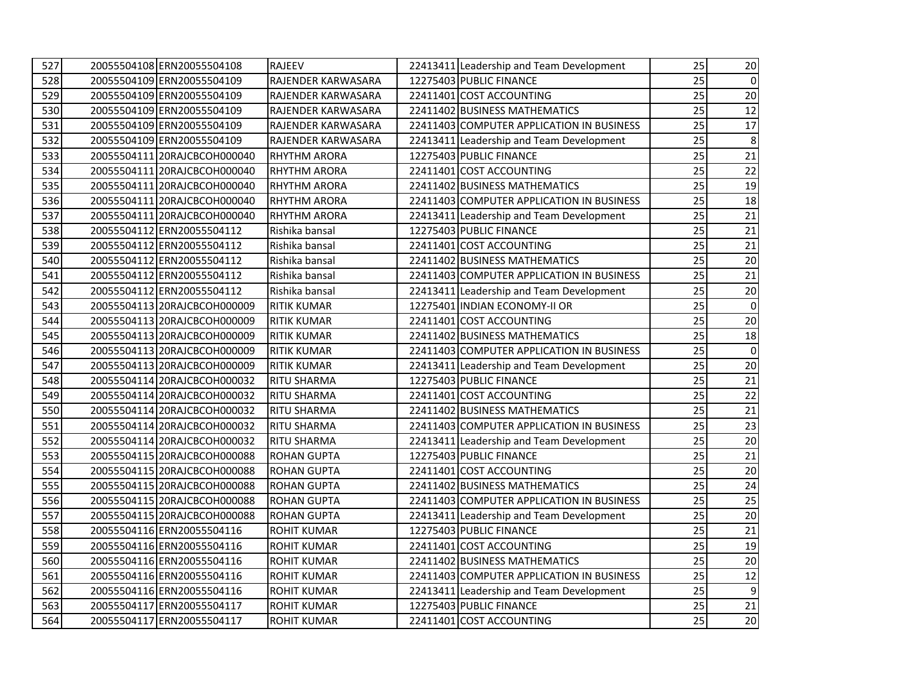| 527 | 20055504108 | ERN20055504108 | RAJEEV | 22413411 | Leadership and Team Development | 25 | 20 |
|---|---|---|---|---|---|---|---|
| 528 | 20055504109 | ERN20055504109 | RAJENDER KARWASARA | 12275403 | PUBLIC FINANCE | 25 | 0 |
| 529 | 20055504109 | ERN20055504109 | RAJENDER KARWASARA | 22411401 | COST ACCOUNTING | 25 | 20 |
| 530 | 20055504109 | ERN20055504109 | RAJENDER KARWASARA | 22411402 | BUSINESS MATHEMATICS | 25 | 12 |
| 531 | 20055504109 | ERN20055504109 | RAJENDER KARWASARA | 22411403 | COMPUTER APPLICATION IN BUSINESS | 25 | 17 |
| 532 | 20055504109 | ERN20055504109 | RAJENDER KARWASARA | 22413411 | Leadership and Team Development | 25 | 8 |
| 533 | 20055504111 | 20RAJCBCOH000040 | RHYTHM ARORA | 12275403 | PUBLIC FINANCE | 25 | 21 |
| 534 | 20055504111 | 20RAJCBCOH000040 | RHYTHM ARORA | 22411401 | COST ACCOUNTING | 25 | 22 |
| 535 | 20055504111 | 20RAJCBCOH000040 | RHYTHM ARORA | 22411402 | BUSINESS MATHEMATICS | 25 | 19 |
| 536 | 20055504111 | 20RAJCBCOH000040 | RHYTHM ARORA | 22411403 | COMPUTER APPLICATION IN BUSINESS | 25 | 18 |
| 537 | 20055504111 | 20RAJCBCOH000040 | RHYTHM ARORA | 22413411 | Leadership and Team Development | 25 | 21 |
| 538 | 20055504112 | ERN20055504112 | Rishika bansal | 12275403 | PUBLIC FINANCE | 25 | 21 |
| 539 | 20055504112 | ERN20055504112 | Rishika bansal | 22411401 | COST ACCOUNTING | 25 | 21 |
| 540 | 20055504112 | ERN20055504112 | Rishika bansal | 22411402 | BUSINESS MATHEMATICS | 25 | 20 |
| 541 | 20055504112 | ERN20055504112 | Rishika bansal | 22411403 | COMPUTER APPLICATION IN BUSINESS | 25 | 21 |
| 542 | 20055504112 | ERN20055504112 | Rishika bansal | 22413411 | Leadership and Team Development | 25 | 20 |
| 543 | 20055504113 | 20RAJCBCOH000009 | RITIK KUMAR | 12275401 | INDIAN ECONOMY-II OR | 25 | 0 |
| 544 | 20055504113 | 20RAJCBCOH000009 | RITIK KUMAR | 22411401 | COST ACCOUNTING | 25 | 20 |
| 545 | 20055504113 | 20RAJCBCOH000009 | RITIK KUMAR | 22411402 | BUSINESS MATHEMATICS | 25 | 18 |
| 546 | 20055504113 | 20RAJCBCOH000009 | RITIK KUMAR | 22411403 | COMPUTER APPLICATION IN BUSINESS | 25 | 0 |
| 547 | 20055504113 | 20RAJCBCOH000009 | RITIK KUMAR | 22413411 | Leadership and Team Development | 25 | 20 |
| 548 | 20055504114 | 20RAJCBCOH000032 | RITU SHARMA | 12275403 | PUBLIC FINANCE | 25 | 21 |
| 549 | 20055504114 | 20RAJCBCOH000032 | RITU SHARMA | 22411401 | COST ACCOUNTING | 25 | 22 |
| 550 | 20055504114 | 20RAJCBCOH000032 | RITU SHARMA | 22411402 | BUSINESS MATHEMATICS | 25 | 21 |
| 551 | 20055504114 | 20RAJCBCOH000032 | RITU SHARMA | 22411403 | COMPUTER APPLICATION IN BUSINESS | 25 | 23 |
| 552 | 20055504114 | 20RAJCBCOH000032 | RITU SHARMA | 22413411 | Leadership and Team Development | 25 | 20 |
| 553 | 20055504115 | 20RAJCBCOH000088 | ROHAN GUPTA | 12275403 | PUBLIC FINANCE | 25 | 21 |
| 554 | 20055504115 | 20RAJCBCOH000088 | ROHAN GUPTA | 22411401 | COST ACCOUNTING | 25 | 20 |
| 555 | 20055504115 | 20RAJCBCOH000088 | ROHAN GUPTA | 22411402 | BUSINESS MATHEMATICS | 25 | 24 |
| 556 | 20055504115 | 20RAJCBCOH000088 | ROHAN GUPTA | 22411403 | COMPUTER APPLICATION IN BUSINESS | 25 | 25 |
| 557 | 20055504115 | 20RAJCBCOH000088 | ROHAN GUPTA | 22413411 | Leadership and Team Development | 25 | 20 |
| 558 | 20055504116 | ERN20055504116 | ROHIT KUMAR | 12275403 | PUBLIC FINANCE | 25 | 21 |
| 559 | 20055504116 | ERN20055504116 | ROHIT KUMAR | 22411401 | COST ACCOUNTING | 25 | 19 |
| 560 | 20055504116 | ERN20055504116 | ROHIT KUMAR | 22411402 | BUSINESS MATHEMATICS | 25 | 20 |
| 561 | 20055504116 | ERN20055504116 | ROHIT KUMAR | 22411403 | COMPUTER APPLICATION IN BUSINESS | 25 | 12 |
| 562 | 20055504116 | ERN20055504116 | ROHIT KUMAR | 22413411 | Leadership and Team Development | 25 | 9 |
| 563 | 20055504117 | ERN20055504117 | ROHIT KUMAR | 12275403 | PUBLIC FINANCE | 25 | 21 |
| 564 | 20055504117 | ERN20055504117 | ROHIT KUMAR | 22411401 | COST ACCOUNTING | 25 | 20 |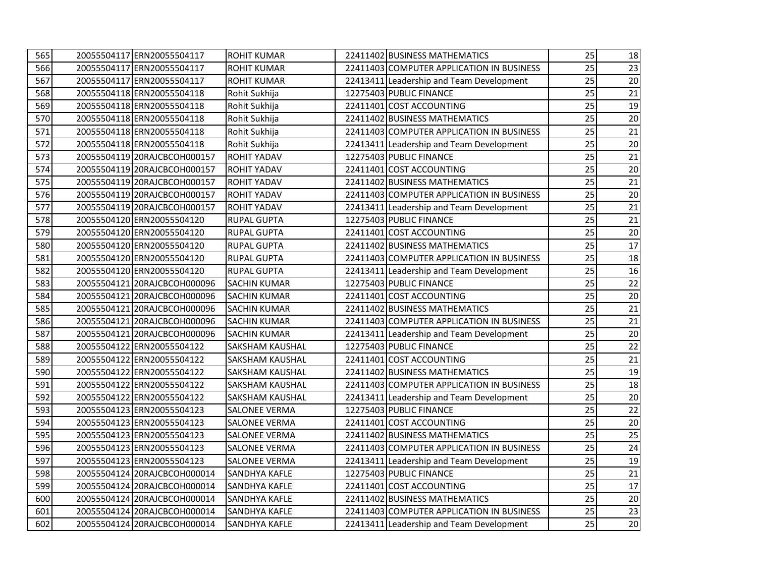| | | | | | | | |
|---|---|---|---|---|---|---|---|
| 565 | 20055504117 | ERN20055504117 | ROHIT KUMAR | 22411402 | BUSINESS MATHEMATICS | 25 | 18 |
| 566 | 20055504117 | ERN20055504117 | ROHIT KUMAR | 22411403 | COMPUTER APPLICATION IN BUSINESS | 25 | 23 |
| 567 | 20055504117 | ERN20055504117 | ROHIT KUMAR | 22413411 | Leadership and Team Development | 25 | 20 |
| 568 | 20055504118 | ERN20055504118 | Rohit Sukhija | 12275403 | PUBLIC FINANCE | 25 | 21 |
| 569 | 20055504118 | ERN20055504118 | Rohit Sukhija | 22411401 | COST ACCOUNTING | 25 | 19 |
| 570 | 20055504118 | ERN20055504118 | Rohit Sukhija | 22411402 | BUSINESS MATHEMATICS | 25 | 20 |
| 571 | 20055504118 | ERN20055504118 | Rohit Sukhija | 22411403 | COMPUTER APPLICATION IN BUSINESS | 25 | 21 |
| 572 | 20055504118 | ERN20055504118 | Rohit Sukhija | 22413411 | Leadership and Team Development | 25 | 20 |
| 573 | 20055504119 | 20RAJCBCOH000157 | ROHIT YADAV | 12275403 | PUBLIC FINANCE | 25 | 21 |
| 574 | 20055504119 | 20RAJCBCOH000157 | ROHIT YADAV | 22411401 | COST ACCOUNTING | 25 | 20 |
| 575 | 20055504119 | 20RAJCBCOH000157 | ROHIT YADAV | 22411402 | BUSINESS MATHEMATICS | 25 | 21 |
| 576 | 20055504119 | 20RAJCBCOH000157 | ROHIT YADAV | 22411403 | COMPUTER APPLICATION IN BUSINESS | 25 | 20 |
| 577 | 20055504119 | 20RAJCBCOH000157 | ROHIT YADAV | 22413411 | Leadership and Team Development | 25 | 21 |
| 578 | 20055504120 | ERN20055504120 | RUPAL GUPTA | 12275403 | PUBLIC FINANCE | 25 | 21 |
| 579 | 20055504120 | ERN20055504120 | RUPAL GUPTA | 22411401 | COST ACCOUNTING | 25 | 20 |
| 580 | 20055504120 | ERN20055504120 | RUPAL GUPTA | 22411402 | BUSINESS MATHEMATICS | 25 | 17 |
| 581 | 20055504120 | ERN20055504120 | RUPAL GUPTA | 22411403 | COMPUTER APPLICATION IN BUSINESS | 25 | 18 |
| 582 | 20055504120 | ERN20055504120 | RUPAL GUPTA | 22413411 | Leadership and Team Development | 25 | 16 |
| 583 | 20055504121 | 20RAJCBCOH000096 | SACHIN KUMAR | 12275403 | PUBLIC FINANCE | 25 | 22 |
| 584 | 20055504121 | 20RAJCBCOH000096 | SACHIN KUMAR | 22411401 | COST ACCOUNTING | 25 | 20 |
| 585 | 20055504121 | 20RAJCBCOH000096 | SACHIN KUMAR | 22411402 | BUSINESS MATHEMATICS | 25 | 21 |
| 586 | 20055504121 | 20RAJCBCOH000096 | SACHIN KUMAR | 22411403 | COMPUTER APPLICATION IN BUSINESS | 25 | 21 |
| 587 | 20055504121 | 20RAJCBCOH000096 | SACHIN KUMAR | 22413411 | Leadership and Team Development | 25 | 20 |
| 588 | 20055504122 | ERN20055504122 | SAKSHAM KAUSHAL | 12275403 | PUBLIC FINANCE | 25 | 22 |
| 589 | 20055504122 | ERN20055504122 | SAKSHAM KAUSHAL | 22411401 | COST ACCOUNTING | 25 | 21 |
| 590 | 20055504122 | ERN20055504122 | SAKSHAM KAUSHAL | 22411402 | BUSINESS MATHEMATICS | 25 | 19 |
| 591 | 20055504122 | ERN20055504122 | SAKSHAM KAUSHAL | 22411403 | COMPUTER APPLICATION IN BUSINESS | 25 | 18 |
| 592 | 20055504122 | ERN20055504122 | SAKSHAM KAUSHAL | 22413411 | Leadership and Team Development | 25 | 20 |
| 593 | 20055504123 | ERN20055504123 | SALONEE VERMA | 12275403 | PUBLIC FINANCE | 25 | 22 |
| 594 | 20055504123 | ERN20055504123 | SALONEE VERMA | 22411401 | COST ACCOUNTING | 25 | 20 |
| 595 | 20055504123 | ERN20055504123 | SALONEE VERMA | 22411402 | BUSINESS MATHEMATICS | 25 | 25 |
| 596 | 20055504123 | ERN20055504123 | SALONEE VERMA | 22411403 | COMPUTER APPLICATION IN BUSINESS | 25 | 24 |
| 597 | 20055504123 | ERN20055504123 | SALONEE VERMA | 22413411 | Leadership and Team Development | 25 | 19 |
| 598 | 20055504124 | 20RAJCBCOH000014 | SANDHYA KAFLE | 12275403 | PUBLIC FINANCE | 25 | 21 |
| 599 | 20055504124 | 20RAJCBCOH000014 | SANDHYA KAFLE | 22411401 | COST ACCOUNTING | 25 | 17 |
| 600 | 20055504124 | 20RAJCBCOH000014 | SANDHYA KAFLE | 22411402 | BUSINESS MATHEMATICS | 25 | 20 |
| 601 | 20055504124 | 20RAJCBCOH000014 | SANDHYA KAFLE | 22411403 | COMPUTER APPLICATION IN BUSINESS | 25 | 23 |
| 602 | 20055504124 | 20RAJCBCOH000014 | SANDHYA KAFLE | 22413411 | Leadership and Team Development | 25 | 20 |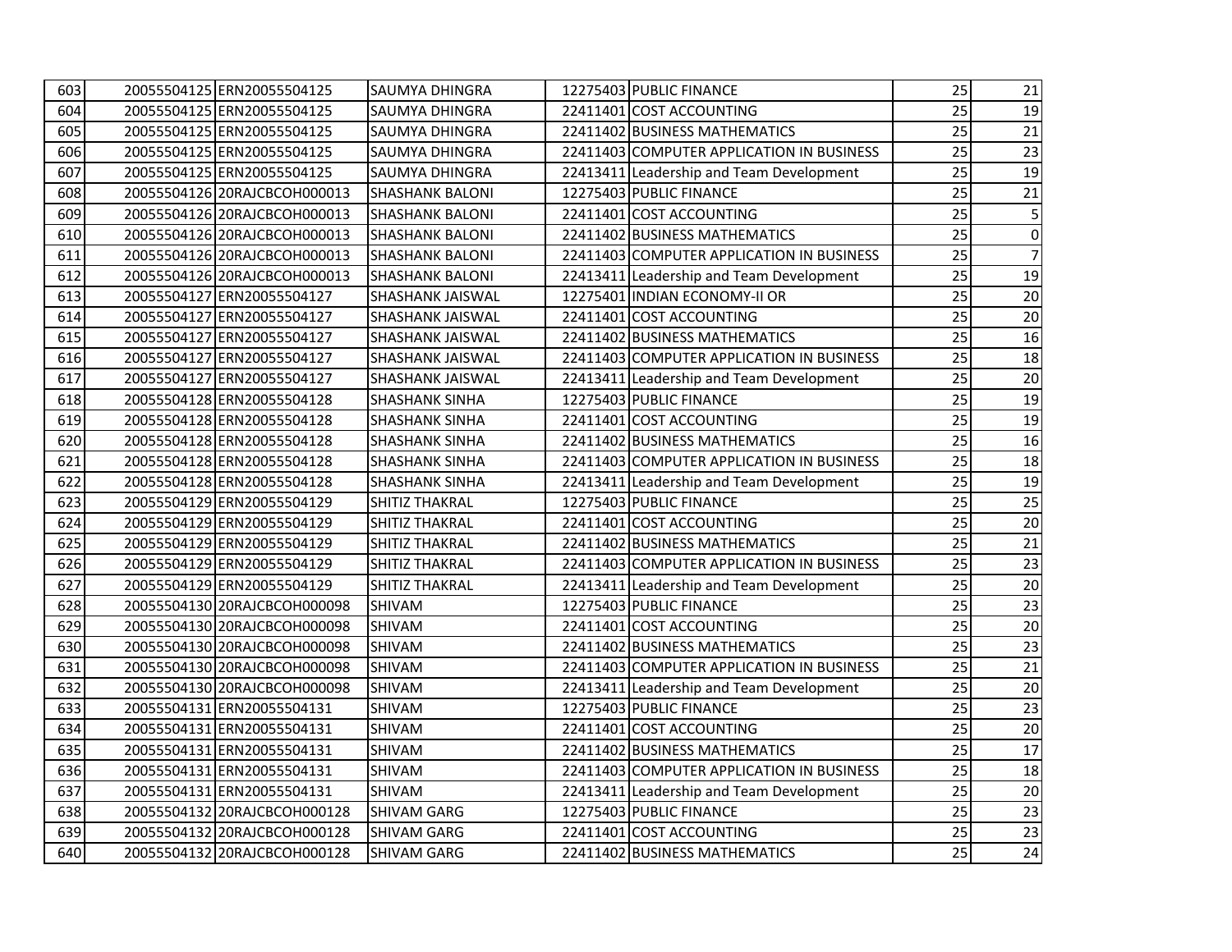| 603 | 20055504125 | ERN20055504125 | SAUMYA DHINGRA | 12275403 | PUBLIC FINANCE | 25 | 21 |
|---|---|---|---|---|---|---|---|
| 604 | 20055504125 | ERN20055504125 | SAUMYA DHINGRA | 22411401 | COST ACCOUNTING | 25 | 19 |
| 605 | 20055504125 | ERN20055504125 | SAUMYA DHINGRA | 22411402 | BUSINESS MATHEMATICS | 25 | 21 |
| 606 | 20055504125 | ERN20055504125 | SAUMYA DHINGRA | 22411403 | COMPUTER APPLICATION IN BUSINESS | 25 | 23 |
| 607 | 20055504125 | ERN20055504125 | SAUMYA DHINGRA | 22413411 | Leadership and Team Development | 25 | 19 |
| 608 | 20055504126 | 20RAJCBCOH000013 | SHASHANK BALONI | 12275403 | PUBLIC FINANCE | 25 | 21 |
| 609 | 20055504126 | 20RAJCBCOH000013 | SHASHANK BALONI | 22411401 | COST ACCOUNTING | 25 | 5 |
| 610 | 20055504126 | 20RAJCBCOH000013 | SHASHANK BALONI | 22411402 | BUSINESS MATHEMATICS | 25 | 0 |
| 611 | 20055504126 | 20RAJCBCOH000013 | SHASHANK BALONI | 22411403 | COMPUTER APPLICATION IN BUSINESS | 25 | 7 |
| 612 | 20055504126 | 20RAJCBCOH000013 | SHASHANK BALONI | 22413411 | Leadership and Team Development | 25 | 19 |
| 613 | 20055504127 | ERN20055504127 | SHASHANK JAISWAL | 12275401 | INDIAN ECONOMY-II OR | 25 | 20 |
| 614 | 20055504127 | ERN20055504127 | SHASHANK JAISWAL | 22411401 | COST ACCOUNTING | 25 | 20 |
| 615 | 20055504127 | ERN20055504127 | SHASHANK JAISWAL | 22411402 | BUSINESS MATHEMATICS | 25 | 16 |
| 616 | 20055504127 | ERN20055504127 | SHASHANK JAISWAL | 22411403 | COMPUTER APPLICATION IN BUSINESS | 25 | 18 |
| 617 | 20055504127 | ERN20055504127 | SHASHANK JAISWAL | 22413411 | Leadership and Team Development | 25 | 20 |
| 618 | 20055504128 | ERN20055504128 | SHASHANK SINHA | 12275403 | PUBLIC FINANCE | 25 | 19 |
| 619 | 20055504128 | ERN20055504128 | SHASHANK SINHA | 22411401 | COST ACCOUNTING | 25 | 19 |
| 620 | 20055504128 | ERN20055504128 | SHASHANK SINHA | 22411402 | BUSINESS MATHEMATICS | 25 | 16 |
| 621 | 20055504128 | ERN20055504128 | SHASHANK SINHA | 22411403 | COMPUTER APPLICATION IN BUSINESS | 25 | 18 |
| 622 | 20055504128 | ERN20055504128 | SHASHANK SINHA | 22413411 | Leadership and Team Development | 25 | 19 |
| 623 | 20055504129 | ERN20055504129 | SHITIZ THAKRAL | 12275403 | PUBLIC FINANCE | 25 | 25 |
| 624 | 20055504129 | ERN20055504129 | SHITIZ THAKRAL | 22411401 | COST ACCOUNTING | 25 | 20 |
| 625 | 20055504129 | ERN20055504129 | SHITIZ THAKRAL | 22411402 | BUSINESS MATHEMATICS | 25 | 21 |
| 626 | 20055504129 | ERN20055504129 | SHITIZ THAKRAL | 22411403 | COMPUTER APPLICATION IN BUSINESS | 25 | 23 |
| 627 | 20055504129 | ERN20055504129 | SHITIZ THAKRAL | 22413411 | Leadership and Team Development | 25 | 20 |
| 628 | 20055504130 | 20RAJCBCOH000098 | SHIVAM | 12275403 | PUBLIC FINANCE | 25 | 23 |
| 629 | 20055504130 | 20RAJCBCOH000098 | SHIVAM | 22411401 | COST ACCOUNTING | 25 | 20 |
| 630 | 20055504130 | 20RAJCBCOH000098 | SHIVAM | 22411402 | BUSINESS MATHEMATICS | 25 | 23 |
| 631 | 20055504130 | 20RAJCBCOH000098 | SHIVAM | 22411403 | COMPUTER APPLICATION IN BUSINESS | 25 | 21 |
| 632 | 20055504130 | 20RAJCBCOH000098 | SHIVAM | 22413411 | Leadership and Team Development | 25 | 20 |
| 633 | 20055504131 | ERN20055504131 | SHIVAM | 12275403 | PUBLIC FINANCE | 25 | 23 |
| 634 | 20055504131 | ERN20055504131 | SHIVAM | 22411401 | COST ACCOUNTING | 25 | 20 |
| 635 | 20055504131 | ERN20055504131 | SHIVAM | 22411402 | BUSINESS MATHEMATICS | 25 | 17 |
| 636 | 20055504131 | ERN20055504131 | SHIVAM | 22411403 | COMPUTER APPLICATION IN BUSINESS | 25 | 18 |
| 637 | 20055504131 | ERN20055504131 | SHIVAM | 22413411 | Leadership and Team Development | 25 | 20 |
| 638 | 20055504132 | 20RAJCBCOH000128 | SHIVAM GARG | 12275403 | PUBLIC FINANCE | 25 | 23 |
| 639 | 20055504132 | 20RAJCBCOH000128 | SHIVAM GARG | 22411401 | COST ACCOUNTING | 25 | 23 |
| 640 | 20055504132 | 20RAJCBCOH000128 | SHIVAM GARG | 22411402 | BUSINESS MATHEMATICS | 25 | 24 |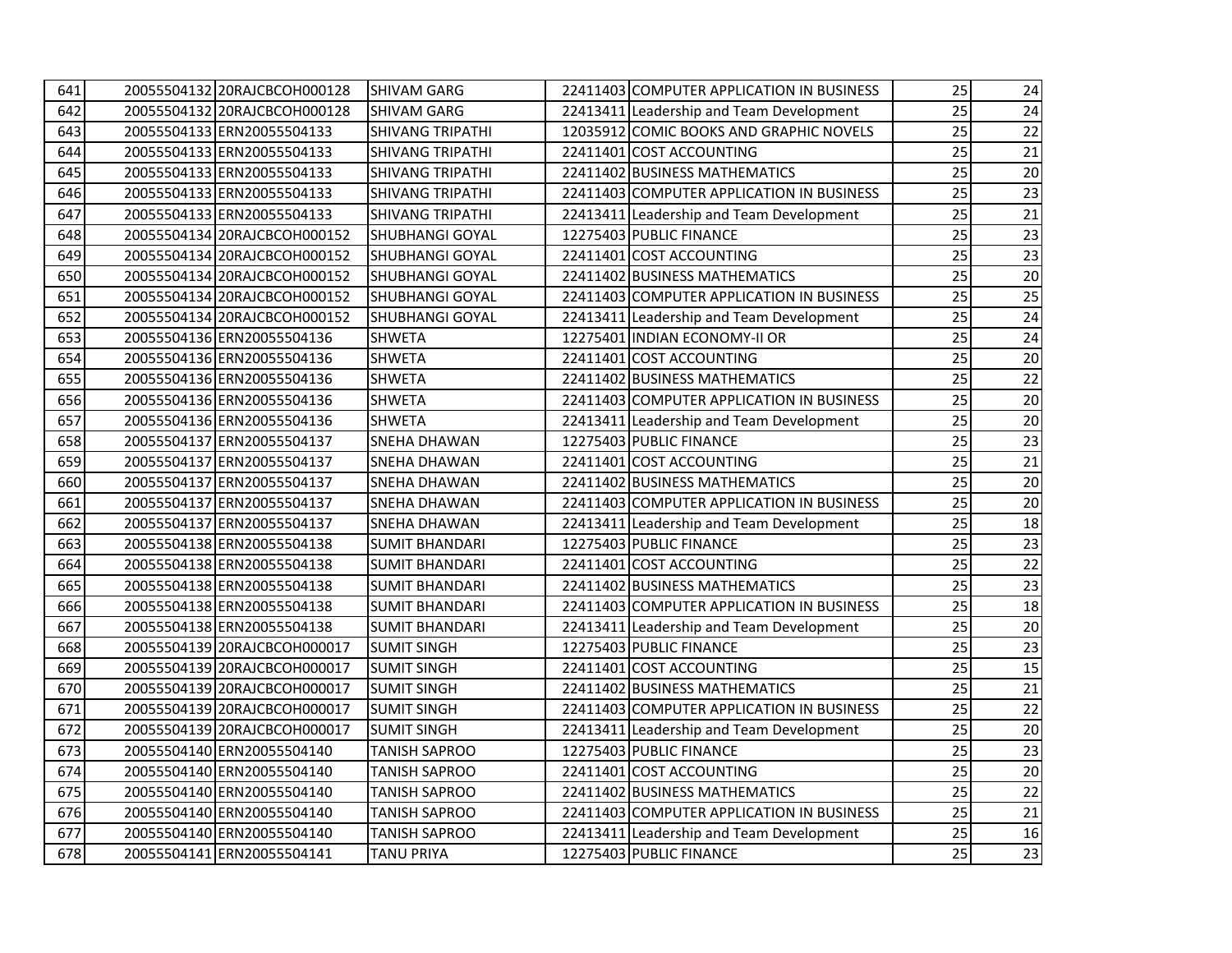| 641 | 20055504132 | 20RAJCBCOH000128 | SHIVAM GARG | 22411403 | COMPUTER APPLICATION IN BUSINESS | 25 | 24 |
|---|---|---|---|---|---|---|---|
| 642 | 20055504132 | 20RAJCBCOH000128 | SHIVAM GARG | 22413411 | Leadership and Team Development | 25 | 24 |
| 643 | 20055504133 | ERN20055504133 | SHIVANG TRIPATHI | 12035912 | COMIC BOOKS AND GRAPHIC NOVELS | 25 | 22 |
| 644 | 20055504133 | ERN20055504133 | SHIVANG TRIPATHI | 22411401 | COST ACCOUNTING | 25 | 21 |
| 645 | 20055504133 | ERN20055504133 | SHIVANG TRIPATHI | 22411402 | BUSINESS MATHEMATICS | 25 | 20 |
| 646 | 20055504133 | ERN20055504133 | SHIVANG TRIPATHI | 22411403 | COMPUTER APPLICATION IN BUSINESS | 25 | 23 |
| 647 | 20055504133 | ERN20055504133 | SHIVANG TRIPATHI | 22413411 | Leadership and Team Development | 25 | 21 |
| 648 | 20055504134 | 20RAJCBCOH000152 | SHUBHANGI GOYAL | 12275403 | PUBLIC FINANCE | 25 | 23 |
| 649 | 20055504134 | 20RAJCBCOH000152 | SHUBHANGI GOYAL | 22411401 | COST ACCOUNTING | 25 | 23 |
| 650 | 20055504134 | 20RAJCBCOH000152 | SHUBHANGI GOYAL | 22411402 | BUSINESS MATHEMATICS | 25 | 20 |
| 651 | 20055504134 | 20RAJCBCOH000152 | SHUBHANGI GOYAL | 22411403 | COMPUTER APPLICATION IN BUSINESS | 25 | 25 |
| 652 | 20055504134 | 20RAJCBCOH000152 | SHUBHANGI GOYAL | 22413411 | Leadership and Team Development | 25 | 24 |
| 653 | 20055504136 | ERN20055504136 | SHWETA | 12275401 | INDIAN ECONOMY-II OR | 25 | 24 |
| 654 | 20055504136 | ERN20055504136 | SHWETA | 22411401 | COST ACCOUNTING | 25 | 20 |
| 655 | 20055504136 | ERN20055504136 | SHWETA | 22411402 | BUSINESS MATHEMATICS | 25 | 22 |
| 656 | 20055504136 | ERN20055504136 | SHWETA | 22411403 | COMPUTER APPLICATION IN BUSINESS | 25 | 20 |
| 657 | 20055504136 | ERN20055504136 | SHWETA | 22413411 | Leadership and Team Development | 25 | 20 |
| 658 | 20055504137 | ERN20055504137 | SNEHA DHAWAN | 12275403 | PUBLIC FINANCE | 25 | 23 |
| 659 | 20055504137 | ERN20055504137 | SNEHA DHAWAN | 22411401 | COST ACCOUNTING | 25 | 21 |
| 660 | 20055504137 | ERN20055504137 | SNEHA DHAWAN | 22411402 | BUSINESS MATHEMATICS | 25 | 20 |
| 661 | 20055504137 | ERN20055504137 | SNEHA DHAWAN | 22411403 | COMPUTER APPLICATION IN BUSINESS | 25 | 20 |
| 662 | 20055504137 | ERN20055504137 | SNEHA DHAWAN | 22413411 | Leadership and Team Development | 25 | 18 |
| 663 | 20055504138 | ERN20055504138 | SUMIT BHANDARI | 12275403 | PUBLIC FINANCE | 25 | 23 |
| 664 | 20055504138 | ERN20055504138 | SUMIT BHANDARI | 22411401 | COST ACCOUNTING | 25 | 22 |
| 665 | 20055504138 | ERN20055504138 | SUMIT BHANDARI | 22411402 | BUSINESS MATHEMATICS | 25 | 23 |
| 666 | 20055504138 | ERN20055504138 | SUMIT BHANDARI | 22411403 | COMPUTER APPLICATION IN BUSINESS | 25 | 18 |
| 667 | 20055504138 | ERN20055504138 | SUMIT BHANDARI | 22413411 | Leadership and Team Development | 25 | 20 |
| 668 | 20055504139 | 20RAJCBCOH000017 | SUMIT SINGH | 12275403 | PUBLIC FINANCE | 25 | 23 |
| 669 | 20055504139 | 20RAJCBCOH000017 | SUMIT SINGH | 22411401 | COST ACCOUNTING | 25 | 15 |
| 670 | 20055504139 | 20RAJCBCOH000017 | SUMIT SINGH | 22411402 | BUSINESS MATHEMATICS | 25 | 21 |
| 671 | 20055504139 | 20RAJCBCOH000017 | SUMIT SINGH | 22411403 | COMPUTER APPLICATION IN BUSINESS | 25 | 22 |
| 672 | 20055504139 | 20RAJCBCOH000017 | SUMIT SINGH | 22413411 | Leadership and Team Development | 25 | 20 |
| 673 | 20055504140 | ERN20055504140 | TANISH SAPROO | 12275403 | PUBLIC FINANCE | 25 | 23 |
| 674 | 20055504140 | ERN20055504140 | TANISH SAPROO | 22411401 | COST ACCOUNTING | 25 | 20 |
| 675 | 20055504140 | ERN20055504140 | TANISH SAPROO | 22411402 | BUSINESS MATHEMATICS | 25 | 22 |
| 676 | 20055504140 | ERN20055504140 | TANISH SAPROO | 22411403 | COMPUTER APPLICATION IN BUSINESS | 25 | 21 |
| 677 | 20055504140 | ERN20055504140 | TANISH SAPROO | 22413411 | Leadership and Team Development | 25 | 16 |
| 678 | 20055504141 | ERN20055504141 | TANU PRIYA | 12275403 | PUBLIC FINANCE | 25 | 23 |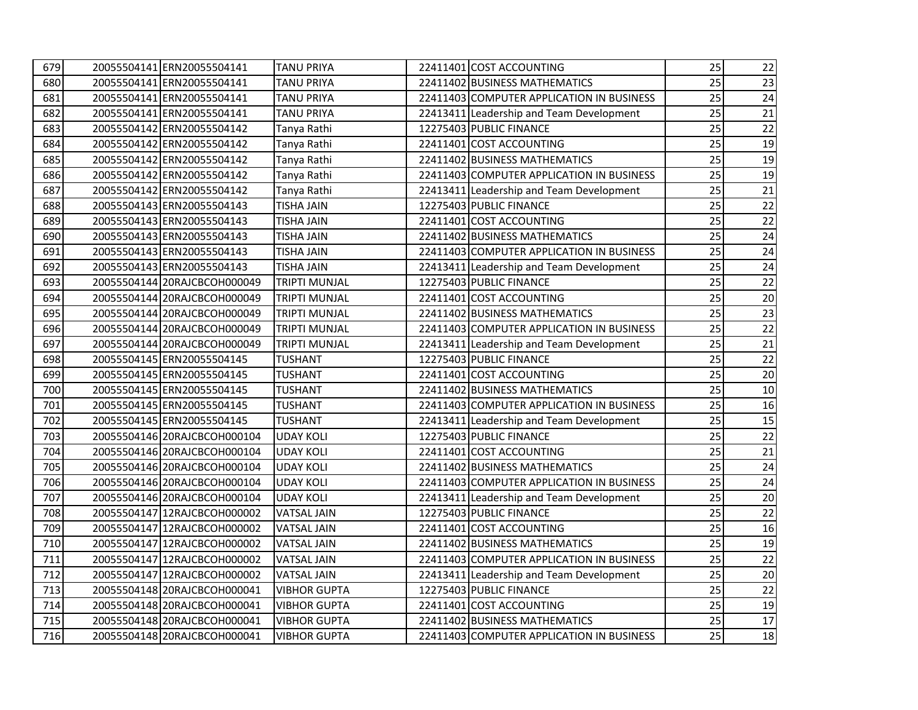| 679 | 20055504141 | ERN20055504141 | TANU PRIYA | 22411401 | COST ACCOUNTING | 25 | 22 |
|---|---|---|---|---|---|---|---|
| 680 | 20055504141 | ERN20055504141 | TANU PRIYA | 22411402 | BUSINESS MATHEMATICS | 25 | 23 |
| 681 | 20055504141 | ERN20055504141 | TANU PRIYA | 22411403 | COMPUTER APPLICATION IN BUSINESS | 25 | 24 |
| 682 | 20055504141 | ERN20055504141 | TANU PRIYA | 22413411 | Leadership and Team Development | 25 | 21 |
| 683 | 20055504142 | ERN20055504142 | Tanya Rathi | 12275403 | PUBLIC FINANCE | 25 | 22 |
| 684 | 20055504142 | ERN20055504142 | Tanya Rathi | 22411401 | COST ACCOUNTING | 25 | 19 |
| 685 | 20055504142 | ERN20055504142 | Tanya Rathi | 22411402 | BUSINESS MATHEMATICS | 25 | 19 |
| 686 | 20055504142 | ERN20055504142 | Tanya Rathi | 22411403 | COMPUTER APPLICATION IN BUSINESS | 25 | 19 |
| 687 | 20055504142 | ERN20055504142 | Tanya Rathi | 22413411 | Leadership and Team Development | 25 | 21 |
| 688 | 20055504143 | ERN20055504143 | TISHA JAIN | 12275403 | PUBLIC FINANCE | 25 | 22 |
| 689 | 20055504143 | ERN20055504143 | TISHA JAIN | 22411401 | COST ACCOUNTING | 25 | 22 |
| 690 | 20055504143 | ERN20055504143 | TISHA JAIN | 22411402 | BUSINESS MATHEMATICS | 25 | 24 |
| 691 | 20055504143 | ERN20055504143 | TISHA JAIN | 22411403 | COMPUTER APPLICATION IN BUSINESS | 25 | 24 |
| 692 | 20055504143 | ERN20055504143 | TISHA JAIN | 22413411 | Leadership and Team Development | 25 | 24 |
| 693 | 20055504144 | 20RAJCBCOH000049 | TRIPTI MUNJAL | 12275403 | PUBLIC FINANCE | 25 | 22 |
| 694 | 20055504144 | 20RAJCBCOH000049 | TRIPTI MUNJAL | 22411401 | COST ACCOUNTING | 25 | 20 |
| 695 | 20055504144 | 20RAJCBCOH000049 | TRIPTI MUNJAL | 22411402 | BUSINESS MATHEMATICS | 25 | 23 |
| 696 | 20055504144 | 20RAJCBCOH000049 | TRIPTI MUNJAL | 22411403 | COMPUTER APPLICATION IN BUSINESS | 25 | 22 |
| 697 | 20055504144 | 20RAJCBCOH000049 | TRIPTI MUNJAL | 22413411 | Leadership and Team Development | 25 | 21 |
| 698 | 20055504145 | ERN20055504145 | TUSHANT | 12275403 | PUBLIC FINANCE | 25 | 22 |
| 699 | 20055504145 | ERN20055504145 | TUSHANT | 22411401 | COST ACCOUNTING | 25 | 20 |
| 700 | 20055504145 | ERN20055504145 | TUSHANT | 22411402 | BUSINESS MATHEMATICS | 25 | 10 |
| 701 | 20055504145 | ERN20055504145 | TUSHANT | 22411403 | COMPUTER APPLICATION IN BUSINESS | 25 | 16 |
| 702 | 20055504145 | ERN20055504145 | TUSHANT | 22413411 | Leadership and Team Development | 25 | 15 |
| 703 | 20055504146 | 20RAJCBCOH000104 | UDAY KOLI | 12275403 | PUBLIC FINANCE | 25 | 22 |
| 704 | 20055504146 | 20RAJCBCOH000104 | UDAY KOLI | 22411401 | COST ACCOUNTING | 25 | 21 |
| 705 | 20055504146 | 20RAJCBCOH000104 | UDAY KOLI | 22411402 | BUSINESS MATHEMATICS | 25 | 24 |
| 706 | 20055504146 | 20RAJCBCOH000104 | UDAY KOLI | 22411403 | COMPUTER APPLICATION IN BUSINESS | 25 | 24 |
| 707 | 20055504146 | 20RAJCBCOH000104 | UDAY KOLI | 22413411 | Leadership and Team Development | 25 | 20 |
| 708 | 20055504147 | 12RAJCBCOH000002 | VATSAL JAIN | 12275403 | PUBLIC FINANCE | 25 | 22 |
| 709 | 20055504147 | 12RAJCBCOH000002 | VATSAL JAIN | 22411401 | COST ACCOUNTING | 25 | 16 |
| 710 | 20055504147 | 12RAJCBCOH000002 | VATSAL JAIN | 22411402 | BUSINESS MATHEMATICS | 25 | 19 |
| 711 | 20055504147 | 12RAJCBCOH000002 | VATSAL JAIN | 22411403 | COMPUTER APPLICATION IN BUSINESS | 25 | 22 |
| 712 | 20055504147 | 12RAJCBCOH000002 | VATSAL JAIN | 22413411 | Leadership and Team Development | 25 | 20 |
| 713 | 20055504148 | 20RAJCBCOH000041 | VIBHOR GUPTA | 12275403 | PUBLIC FINANCE | 25 | 22 |
| 714 | 20055504148 | 20RAJCBCOH000041 | VIBHOR GUPTA | 22411401 | COST ACCOUNTING | 25 | 19 |
| 715 | 20055504148 | 20RAJCBCOH000041 | VIBHOR GUPTA | 22411402 | BUSINESS MATHEMATICS | 25 | 17 |
| 716 | 20055504148 | 20RAJCBCOH000041 | VIBHOR GUPTA | 22411403 | COMPUTER APPLICATION IN BUSINESS | 25 | 18 |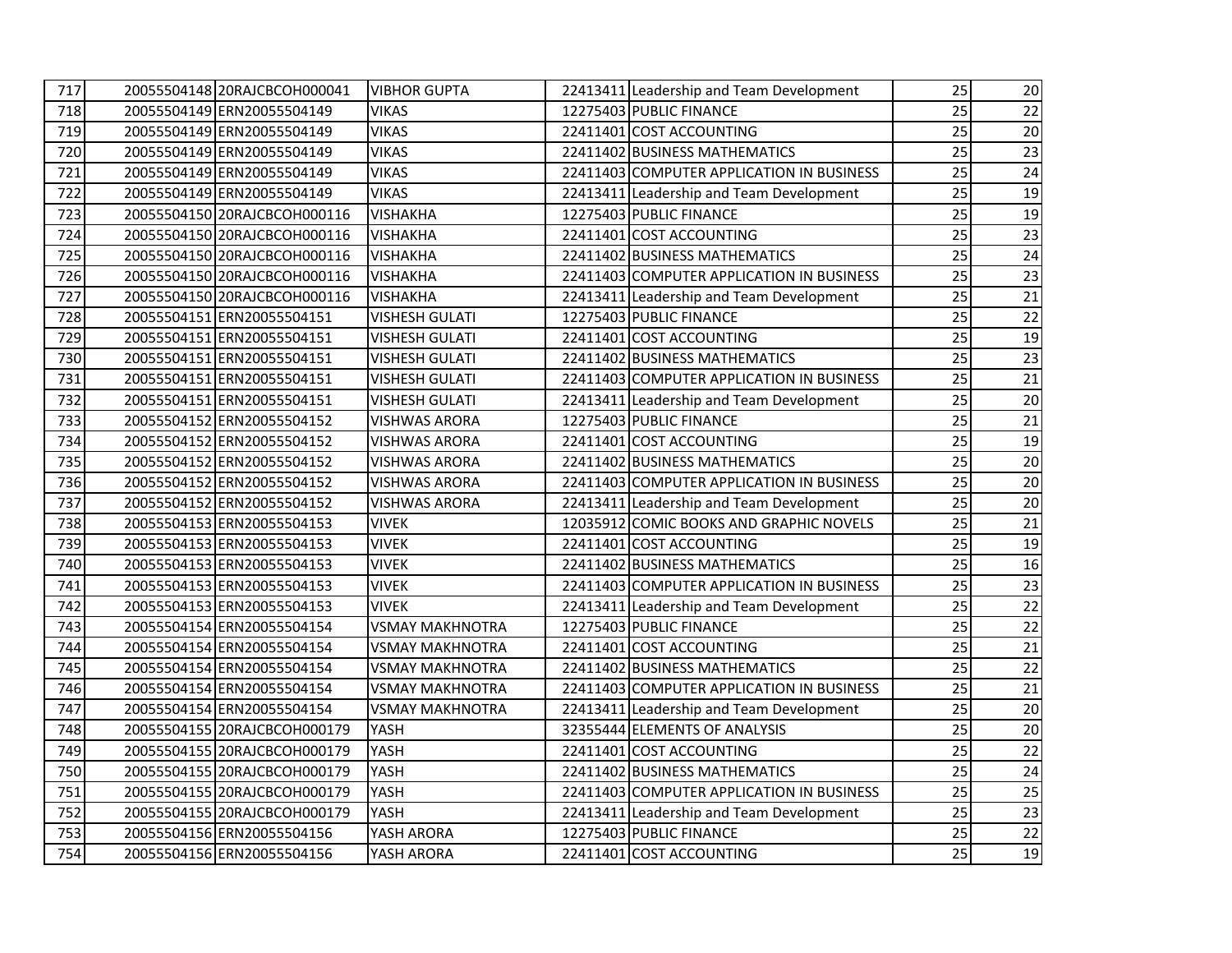| 717 | 20055504148 | 20RAJCBCOH000041 | VIBHOR GUPTA | 22413411 | Leadership and Team Development | 25 | 20 |
|---|---|---|---|---|---|---|---|
| 718 | 20055504149 | ERN20055504149 | VIKAS | 12275403 | PUBLIC FINANCE | 25 | 22 |
| 719 | 20055504149 | ERN20055504149 | VIKAS | 22411401 | COST ACCOUNTING | 25 | 20 |
| 720 | 20055504149 | ERN20055504149 | VIKAS | 22411402 | BUSINESS MATHEMATICS | 25 | 23 |
| 721 | 20055504149 | ERN20055504149 | VIKAS | 22411403 | COMPUTER APPLICATION IN BUSINESS | 25 | 24 |
| 722 | 20055504149 | ERN20055504149 | VIKAS | 22413411 | Leadership and Team Development | 25 | 19 |
| 723 | 20055504150 | 20RAJCBCOH000116 | VISHAKHA | 12275403 | PUBLIC FINANCE | 25 | 19 |
| 724 | 20055504150 | 20RAJCBCOH000116 | VISHAKHA | 22411401 | COST ACCOUNTING | 25 | 23 |
| 725 | 20055504150 | 20RAJCBCOH000116 | VISHAKHA | 22411402 | BUSINESS MATHEMATICS | 25 | 24 |
| 726 | 20055504150 | 20RAJCBCOH000116 | VISHAKHA | 22411403 | COMPUTER APPLICATION IN BUSINESS | 25 | 23 |
| 727 | 20055504150 | 20RAJCBCOH000116 | VISHAKHA | 22413411 | Leadership and Team Development | 25 | 21 |
| 728 | 20055504151 | ERN20055504151 | VISHESH GULATI | 12275403 | PUBLIC FINANCE | 25 | 22 |
| 729 | 20055504151 | ERN20055504151 | VISHESH GULATI | 22411401 | COST ACCOUNTING | 25 | 19 |
| 730 | 20055504151 | ERN20055504151 | VISHESH GULATI | 22411402 | BUSINESS MATHEMATICS | 25 | 23 |
| 731 | 20055504151 | ERN20055504151 | VISHESH GULATI | 22411403 | COMPUTER APPLICATION IN BUSINESS | 25 | 21 |
| 732 | 20055504151 | ERN20055504151 | VISHESH GULATI | 22413411 | Leadership and Team Development | 25 | 20 |
| 733 | 20055504152 | ERN20055504152 | VISHWAS ARORA | 12275403 | PUBLIC FINANCE | 25 | 21 |
| 734 | 20055504152 | ERN20055504152 | VISHWAS ARORA | 22411401 | COST ACCOUNTING | 25 | 19 |
| 735 | 20055504152 | ERN20055504152 | VISHWAS ARORA | 22411402 | BUSINESS MATHEMATICS | 25 | 20 |
| 736 | 20055504152 | ERN20055504152 | VISHWAS ARORA | 22411403 | COMPUTER APPLICATION IN BUSINESS | 25 | 20 |
| 737 | 20055504152 | ERN20055504152 | VISHWAS ARORA | 22413411 | Leadership and Team Development | 25 | 20 |
| 738 | 20055504153 | ERN20055504153 | VIVEK | 12035912 | COMIC BOOKS AND GRAPHIC NOVELS | 25 | 21 |
| 739 | 20055504153 | ERN20055504153 | VIVEK | 22411401 | COST ACCOUNTING | 25 | 19 |
| 740 | 20055504153 | ERN20055504153 | VIVEK | 22411402 | BUSINESS MATHEMATICS | 25 | 16 |
| 741 | 20055504153 | ERN20055504153 | VIVEK | 22411403 | COMPUTER APPLICATION IN BUSINESS | 25 | 23 |
| 742 | 20055504153 | ERN20055504153 | VIVEK | 22413411 | Leadership and Team Development | 25 | 22 |
| 743 | 20055504154 | ERN20055504154 | VSMAY MAKHNOTRA | 12275403 | PUBLIC FINANCE | 25 | 22 |
| 744 | 20055504154 | ERN20055504154 | VSMAY MAKHNOTRA | 22411401 | COST ACCOUNTING | 25 | 21 |
| 745 | 20055504154 | ERN20055504154 | VSMAY MAKHNOTRA | 22411402 | BUSINESS MATHEMATICS | 25 | 22 |
| 746 | 20055504154 | ERN20055504154 | VSMAY MAKHNOTRA | 22411403 | COMPUTER APPLICATION IN BUSINESS | 25 | 21 |
| 747 | 20055504154 | ERN20055504154 | VSMAY MAKHNOTRA | 22413411 | Leadership and Team Development | 25 | 20 |
| 748 | 20055504155 | 20RAJCBCOH000179 | YASH | 32355444 | ELEMENTS OF ANALYSIS | 25 | 20 |
| 749 | 20055504155 | 20RAJCBCOH000179 | YASH | 22411401 | COST ACCOUNTING | 25 | 22 |
| 750 | 20055504155 | 20RAJCBCOH000179 | YASH | 22411402 | BUSINESS MATHEMATICS | 25 | 24 |
| 751 | 20055504155 | 20RAJCBCOH000179 | YASH | 22411403 | COMPUTER APPLICATION IN BUSINESS | 25 | 25 |
| 752 | 20055504155 | 20RAJCBCOH000179 | YASH | 22413411 | Leadership and Team Development | 25 | 23 |
| 753 | 20055504156 | ERN20055504156 | YASH ARORA | 12275403 | PUBLIC FINANCE | 25 | 22 |
| 754 | 20055504156 | ERN20055504156 | YASH ARORA | 22411401 | COST ACCOUNTING | 25 | 19 |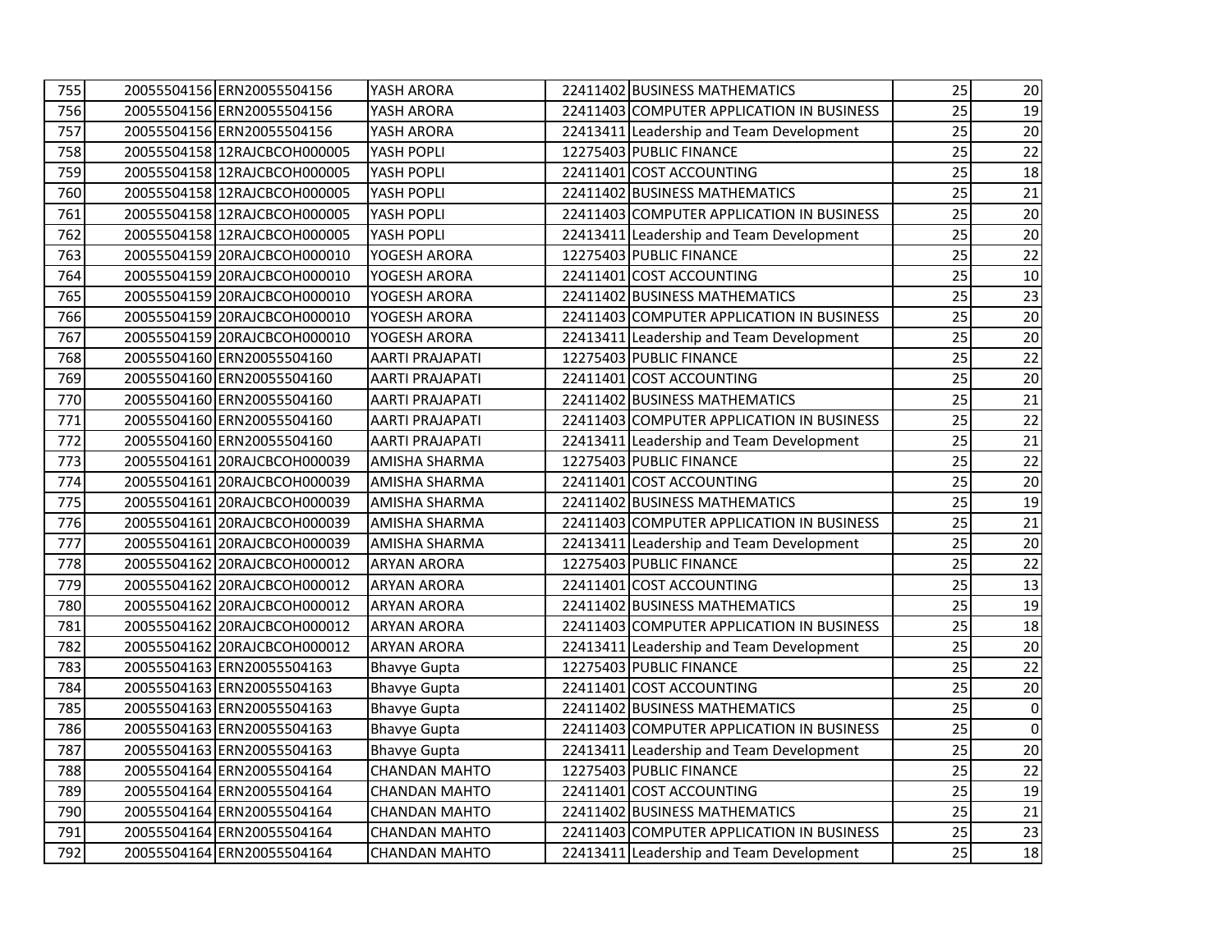| 755 | 20055504156 | ERN20055504156 | YASH ARORA | 22411402 | BUSINESS MATHEMATICS | 25 | 20 |
|---|---|---|---|---|---|---|---|
| 756 | 20055504156 | ERN20055504156 | YASH ARORA | 22411403 | COMPUTER APPLICATION IN BUSINESS | 25 | 19 |
| 757 | 20055504156 | ERN20055504156 | YASH ARORA | 22413411 | Leadership and Team Development | 25 | 20 |
| 758 | 20055504158 | 12RAJCBCOH000005 | YASH POPLI | 12275403 | PUBLIC FINANCE | 25 | 22 |
| 759 | 20055504158 | 12RAJCBCOH000005 | YASH POPLI | 22411401 | COST ACCOUNTING | 25 | 18 |
| 760 | 20055504158 | 12RAJCBCOH000005 | YASH POPLI | 22411402 | BUSINESS MATHEMATICS | 25 | 21 |
| 761 | 20055504158 | 12RAJCBCOH000005 | YASH POPLI | 22411403 | COMPUTER APPLICATION IN BUSINESS | 25 | 20 |
| 762 | 20055504158 | 12RAJCBCOH000005 | YASH POPLI | 22413411 | Leadership and Team Development | 25 | 20 |
| 763 | 20055504159 | 20RAJCBCOH000010 | YOGESH ARORA | 12275403 | PUBLIC FINANCE | 25 | 22 |
| 764 | 20055504159 | 20RAJCBCOH000010 | YOGESH ARORA | 22411401 | COST ACCOUNTING | 25 | 10 |
| 765 | 20055504159 | 20RAJCBCOH000010 | YOGESH ARORA | 22411402 | BUSINESS MATHEMATICS | 25 | 23 |
| 766 | 20055504159 | 20RAJCBCOH000010 | YOGESH ARORA | 22411403 | COMPUTER APPLICATION IN BUSINESS | 25 | 20 |
| 767 | 20055504159 | 20RAJCBCOH000010 | YOGESH ARORA | 22413411 | Leadership and Team Development | 25 | 20 |
| 768 | 20055504160 | ERN20055504160 | AARTI PRAJAPATI | 12275403 | PUBLIC FINANCE | 25 | 22 |
| 769 | 20055504160 | ERN20055504160 | AARTI PRAJAPATI | 22411401 | COST ACCOUNTING | 25 | 20 |
| 770 | 20055504160 | ERN20055504160 | AARTI PRAJAPATI | 22411402 | BUSINESS MATHEMATICS | 25 | 21 |
| 771 | 20055504160 | ERN20055504160 | AARTI PRAJAPATI | 22411403 | COMPUTER APPLICATION IN BUSINESS | 25 | 22 |
| 772 | 20055504160 | ERN20055504160 | AARTI PRAJAPATI | 22413411 | Leadership and Team Development | 25 | 21 |
| 773 | 20055504161 | 20RAJCBCOH000039 | AMISHA SHARMA | 12275403 | PUBLIC FINANCE | 25 | 22 |
| 774 | 20055504161 | 20RAJCBCOH000039 | AMISHA SHARMA | 22411401 | COST ACCOUNTING | 25 | 20 |
| 775 | 20055504161 | 20RAJCBCOH000039 | AMISHA SHARMA | 22411402 | BUSINESS MATHEMATICS | 25 | 19 |
| 776 | 20055504161 | 20RAJCBCOH000039 | AMISHA SHARMA | 22411403 | COMPUTER APPLICATION IN BUSINESS | 25 | 21 |
| 777 | 20055504161 | 20RAJCBCOH000039 | AMISHA SHARMA | 22413411 | Leadership and Team Development | 25 | 20 |
| 778 | 20055504162 | 20RAJCBCOH000012 | ARYAN ARORA | 12275403 | PUBLIC FINANCE | 25 | 22 |
| 779 | 20055504162 | 20RAJCBCOH000012 | ARYAN ARORA | 22411401 | COST ACCOUNTING | 25 | 13 |
| 780 | 20055504162 | 20RAJCBCOH000012 | ARYAN ARORA | 22411402 | BUSINESS MATHEMATICS | 25 | 19 |
| 781 | 20055504162 | 20RAJCBCOH000012 | ARYAN ARORA | 22411403 | COMPUTER APPLICATION IN BUSINESS | 25 | 18 |
| 782 | 20055504162 | 20RAJCBCOH000012 | ARYAN ARORA | 22413411 | Leadership and Team Development | 25 | 20 |
| 783 | 20055504163 | ERN20055504163 | Bhavye Gupta | 12275403 | PUBLIC FINANCE | 25 | 22 |
| 784 | 20055504163 | ERN20055504163 | Bhavye Gupta | 22411401 | COST ACCOUNTING | 25 | 20 |
| 785 | 20055504163 | ERN20055504163 | Bhavye Gupta | 22411402 | BUSINESS MATHEMATICS | 25 | 0 |
| 786 | 20055504163 | ERN20055504163 | Bhavye Gupta | 22411403 | COMPUTER APPLICATION IN BUSINESS | 25 | 0 |
| 787 | 20055504163 | ERN20055504163 | Bhavye Gupta | 22413411 | Leadership and Team Development | 25 | 20 |
| 788 | 20055504164 | ERN20055504164 | CHANDAN MAHTO | 12275403 | PUBLIC FINANCE | 25 | 22 |
| 789 | 20055504164 | ERN20055504164 | CHANDAN MAHTO | 22411401 | COST ACCOUNTING | 25 | 19 |
| 790 | 20055504164 | ERN20055504164 | CHANDAN MAHTO | 22411402 | BUSINESS MATHEMATICS | 25 | 21 |
| 791 | 20055504164 | ERN20055504164 | CHANDAN MAHTO | 22411403 | COMPUTER APPLICATION IN BUSINESS | 25 | 23 |
| 792 | 20055504164 | ERN20055504164 | CHANDAN MAHTO | 22413411 | Leadership and Team Development | 25 | 18 |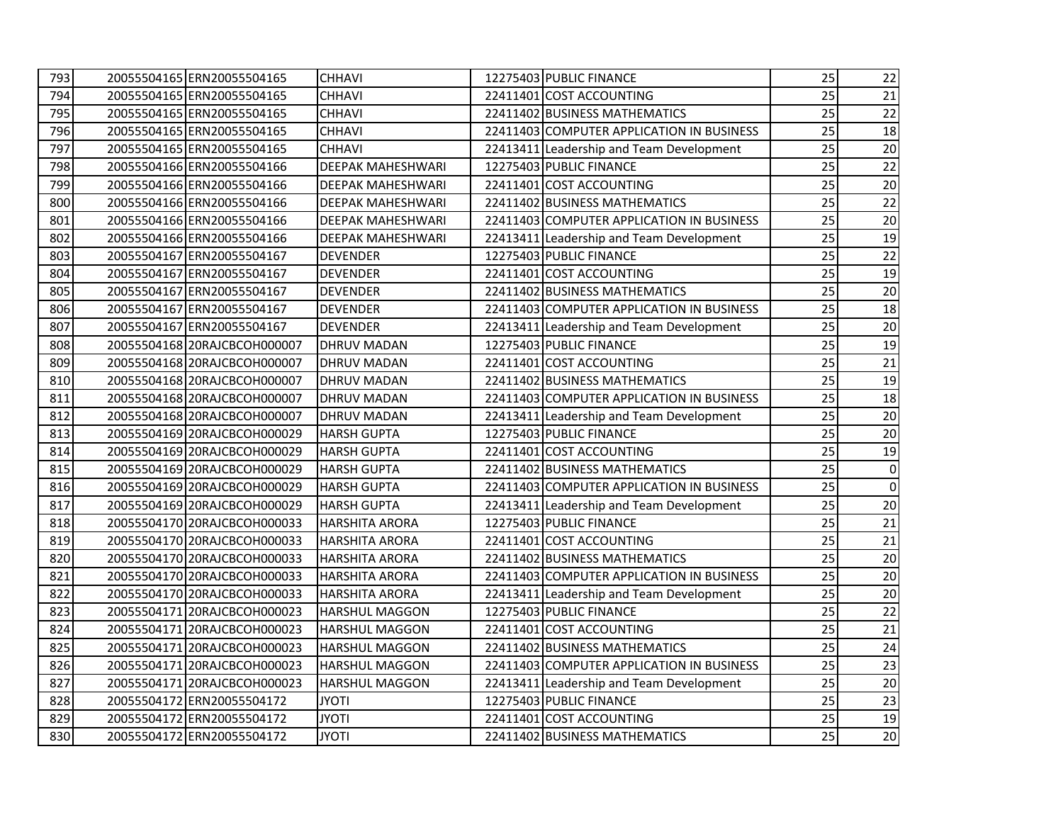| 793 | 20055504165 | ERN20055504165 | CHHAVI | 12275403 | PUBLIC FINANCE | 25 | 22 |
|---|---|---|---|---|---|---|---|
| 794 | 20055504165 | ERN20055504165 | CHHAVI | 22411401 | COST ACCOUNTING | 25 | 21 |
| 795 | 20055504165 | ERN20055504165 | CHHAVI | 22411402 | BUSINESS MATHEMATICS | 25 | 22 |
| 796 | 20055504165 | ERN20055504165 | CHHAVI | 22411403 | COMPUTER APPLICATION IN BUSINESS | 25 | 18 |
| 797 | 20055504165 | ERN20055504165 | CHHAVI | 22413411 | Leadership and Team Development | 25 | 20 |
| 798 | 20055504166 | ERN20055504166 | DEEPAK MAHESHWARI | 12275403 | PUBLIC FINANCE | 25 | 22 |
| 799 | 20055504166 | ERN20055504166 | DEEPAK MAHESHWARI | 22411401 | COST ACCOUNTING | 25 | 20 |
| 800 | 20055504166 | ERN20055504166 | DEEPAK MAHESHWARI | 22411402 | BUSINESS MATHEMATICS | 25 | 22 |
| 801 | 20055504166 | ERN20055504166 | DEEPAK MAHESHWARI | 22411403 | COMPUTER APPLICATION IN BUSINESS | 25 | 20 |
| 802 | 20055504166 | ERN20055504166 | DEEPAK MAHESHWARI | 22413411 | Leadership and Team Development | 25 | 19 |
| 803 | 20055504167 | ERN20055504167 | DEVENDER | 12275403 | PUBLIC FINANCE | 25 | 22 |
| 804 | 20055504167 | ERN20055504167 | DEVENDER | 22411401 | COST ACCOUNTING | 25 | 19 |
| 805 | 20055504167 | ERN20055504167 | DEVENDER | 22411402 | BUSINESS MATHEMATICS | 25 | 20 |
| 806 | 20055504167 | ERN20055504167 | DEVENDER | 22411403 | COMPUTER APPLICATION IN BUSINESS | 25 | 18 |
| 807 | 20055504167 | ERN20055504167 | DEVENDER | 22413411 | Leadership and Team Development | 25 | 20 |
| 808 | 20055504168 | 20RAJCBCOH000007 | DHRUV MADAN | 12275403 | PUBLIC FINANCE | 25 | 19 |
| 809 | 20055504168 | 20RAJCBCOH000007 | DHRUV MADAN | 22411401 | COST ACCOUNTING | 25 | 21 |
| 810 | 20055504168 | 20RAJCBCOH000007 | DHRUV MADAN | 22411402 | BUSINESS MATHEMATICS | 25 | 19 |
| 811 | 20055504168 | 20RAJCBCOH000007 | DHRUV MADAN | 22411403 | COMPUTER APPLICATION IN BUSINESS | 25 | 18 |
| 812 | 20055504168 | 20RAJCBCOH000007 | DHRUV MADAN | 22413411 | Leadership and Team Development | 25 | 20 |
| 813 | 20055504169 | 20RAJCBCOH000029 | HARSH GUPTA | 12275403 | PUBLIC FINANCE | 25 | 20 |
| 814 | 20055504169 | 20RAJCBCOH000029 | HARSH GUPTA | 22411401 | COST ACCOUNTING | 25 | 19 |
| 815 | 20055504169 | 20RAJCBCOH000029 | HARSH GUPTA | 22411402 | BUSINESS MATHEMATICS | 25 | 0 |
| 816 | 20055504169 | 20RAJCBCOH000029 | HARSH GUPTA | 22411403 | COMPUTER APPLICATION IN BUSINESS | 25 | 0 |
| 817 | 20055504169 | 20RAJCBCOH000029 | HARSH GUPTA | 22413411 | Leadership and Team Development | 25 | 20 |
| 818 | 20055504170 | 20RAJCBCOH000033 | HARSHITA ARORA | 12275403 | PUBLIC FINANCE | 25 | 21 |
| 819 | 20055504170 | 20RAJCBCOH000033 | HARSHITA ARORA | 22411401 | COST ACCOUNTING | 25 | 21 |
| 820 | 20055504170 | 20RAJCBCOH000033 | HARSHITA ARORA | 22411402 | BUSINESS MATHEMATICS | 25 | 20 |
| 821 | 20055504170 | 20RAJCBCOH000033 | HARSHITA ARORA | 22411403 | COMPUTER APPLICATION IN BUSINESS | 25 | 20 |
| 822 | 20055504170 | 20RAJCBCOH000033 | HARSHITA ARORA | 22413411 | Leadership and Team Development | 25 | 20 |
| 823 | 20055504171 | 20RAJCBCOH000023 | HARSHUL MAGGON | 12275403 | PUBLIC FINANCE | 25 | 22 |
| 824 | 20055504171 | 20RAJCBCOH000023 | HARSHUL MAGGON | 22411401 | COST ACCOUNTING | 25 | 21 |
| 825 | 20055504171 | 20RAJCBCOH000023 | HARSHUL MAGGON | 22411402 | BUSINESS MATHEMATICS | 25 | 24 |
| 826 | 20055504171 | 20RAJCBCOH000023 | HARSHUL MAGGON | 22411403 | COMPUTER APPLICATION IN BUSINESS | 25 | 23 |
| 827 | 20055504171 | 20RAJCBCOH000023 | HARSHUL MAGGON | 22413411 | Leadership and Team Development | 25 | 20 |
| 828 | 20055504172 | ERN20055504172 | JYOTI | 12275403 | PUBLIC FINANCE | 25 | 23 |
| 829 | 20055504172 | ERN20055504172 | JYOTI | 22411401 | COST ACCOUNTING | 25 | 19 |
| 830 | 20055504172 | ERN20055504172 | JYOTI | 22411402 | BUSINESS MATHEMATICS | 25 | 20 |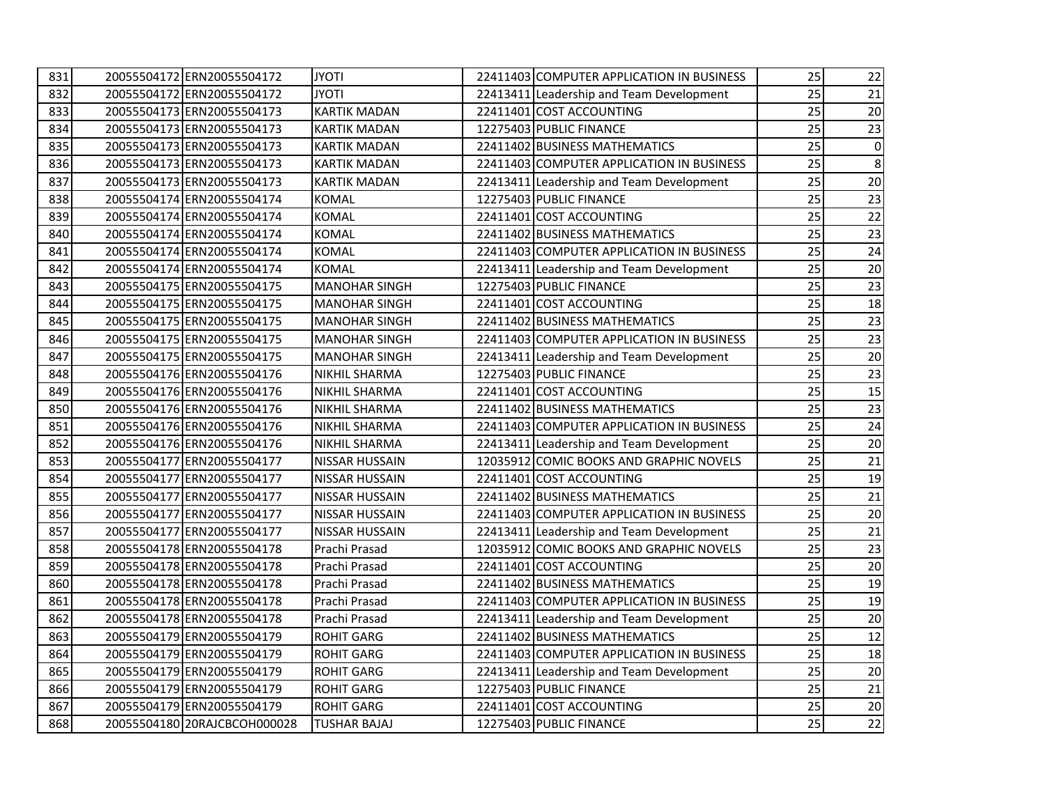| 831 | 20055504172 | ERN20055504172 | JYOTI | 22411403 | COMPUTER APPLICATION IN BUSINESS | 25 | 22 |
|---|---|---|---|---|---|---|---|
| 832 | 20055504172 | ERN20055504172 | JYOTI | 22413411 | Leadership and Team Development | 25 | 21 |
| 833 | 20055504173 | ERN20055504173 | KARTIK MADAN | 22411401 | COST ACCOUNTING | 25 | 20 |
| 834 | 20055504173 | ERN20055504173 | KARTIK MADAN | 12275403 | PUBLIC FINANCE | 25 | 23 |
| 835 | 20055504173 | ERN20055504173 | KARTIK MADAN | 22411402 | BUSINESS MATHEMATICS | 25 | 0 |
| 836 | 20055504173 | ERN20055504173 | KARTIK MADAN | 22411403 | COMPUTER APPLICATION IN BUSINESS | 25 | 8 |
| 837 | 20055504173 | ERN20055504173 | KARTIK MADAN | 22413411 | Leadership and Team Development | 25 | 20 |
| 838 | 20055504174 | ERN20055504174 | KOMAL | 12275403 | PUBLIC FINANCE | 25 | 23 |
| 839 | 20055504174 | ERN20055504174 | KOMAL | 22411401 | COST ACCOUNTING | 25 | 22 |
| 840 | 20055504174 | ERN20055504174 | KOMAL | 22411402 | BUSINESS MATHEMATICS | 25 | 23 |
| 841 | 20055504174 | ERN20055504174 | KOMAL | 22411403 | COMPUTER APPLICATION IN BUSINESS | 25 | 24 |
| 842 | 20055504174 | ERN20055504174 | KOMAL | 22413411 | Leadership and Team Development | 25 | 20 |
| 843 | 20055504175 | ERN20055504175 | MANOHAR SINGH | 12275403 | PUBLIC FINANCE | 25 | 23 |
| 844 | 20055504175 | ERN20055504175 | MANOHAR SINGH | 22411401 | COST ACCOUNTING | 25 | 18 |
| 845 | 20055504175 | ERN20055504175 | MANOHAR SINGH | 22411402 | BUSINESS MATHEMATICS | 25 | 23 |
| 846 | 20055504175 | ERN20055504175 | MANOHAR SINGH | 22411403 | COMPUTER APPLICATION IN BUSINESS | 25 | 23 |
| 847 | 20055504175 | ERN20055504175 | MANOHAR SINGH | 22413411 | Leadership and Team Development | 25 | 20 |
| 848 | 20055504176 | ERN20055504176 | NIKHIL SHARMA | 12275403 | PUBLIC FINANCE | 25 | 23 |
| 849 | 20055504176 | ERN20055504176 | NIKHIL SHARMA | 22411401 | COST ACCOUNTING | 25 | 15 |
| 850 | 20055504176 | ERN20055504176 | NIKHIL SHARMA | 22411402 | BUSINESS MATHEMATICS | 25 | 23 |
| 851 | 20055504176 | ERN20055504176 | NIKHIL SHARMA | 22411403 | COMPUTER APPLICATION IN BUSINESS | 25 | 24 |
| 852 | 20055504176 | ERN20055504176 | NIKHIL SHARMA | 22413411 | Leadership and Team Development | 25 | 20 |
| 853 | 20055504177 | ERN20055504177 | NISSAR HUSSAIN | 12035912 | COMIC BOOKS AND GRAPHIC NOVELS | 25 | 21 |
| 854 | 20055504177 | ERN20055504177 | NISSAR HUSSAIN | 22411401 | COST ACCOUNTING | 25 | 19 |
| 855 | 20055504177 | ERN20055504177 | NISSAR HUSSAIN | 22411402 | BUSINESS MATHEMATICS | 25 | 21 |
| 856 | 20055504177 | ERN20055504177 | NISSAR HUSSAIN | 22411403 | COMPUTER APPLICATION IN BUSINESS | 25 | 20 |
| 857 | 20055504177 | ERN20055504177 | NISSAR HUSSAIN | 22413411 | Leadership and Team Development | 25 | 21 |
| 858 | 20055504178 | ERN20055504178 | Prachi Prasad | 12035912 | COMIC BOOKS AND GRAPHIC NOVELS | 25 | 23 |
| 859 | 20055504178 | ERN20055504178 | Prachi Prasad | 22411401 | COST ACCOUNTING | 25 | 20 |
| 860 | 20055504178 | ERN20055504178 | Prachi Prasad | 22411402 | BUSINESS MATHEMATICS | 25 | 19 |
| 861 | 20055504178 | ERN20055504178 | Prachi Prasad | 22411403 | COMPUTER APPLICATION IN BUSINESS | 25 | 19 |
| 862 | 20055504178 | ERN20055504178 | Prachi Prasad | 22413411 | Leadership and Team Development | 25 | 20 |
| 863 | 20055504179 | ERN20055504179 | ROHIT GARG | 22411402 | BUSINESS MATHEMATICS | 25 | 12 |
| 864 | 20055504179 | ERN20055504179 | ROHIT GARG | 22411403 | COMPUTER APPLICATION IN BUSINESS | 25 | 18 |
| 865 | 20055504179 | ERN20055504179 | ROHIT GARG | 22413411 | Leadership and Team Development | 25 | 20 |
| 866 | 20055504179 | ERN20055504179 | ROHIT GARG | 12275403 | PUBLIC FINANCE | 25 | 21 |
| 867 | 20055504179 | ERN20055504179 | ROHIT GARG | 22411401 | COST ACCOUNTING | 25 | 20 |
| 868 | 20055504180 | 20RAJCBCOH000028 | TUSHAR BAJAJ | 12275403 | PUBLIC FINANCE | 25 | 22 |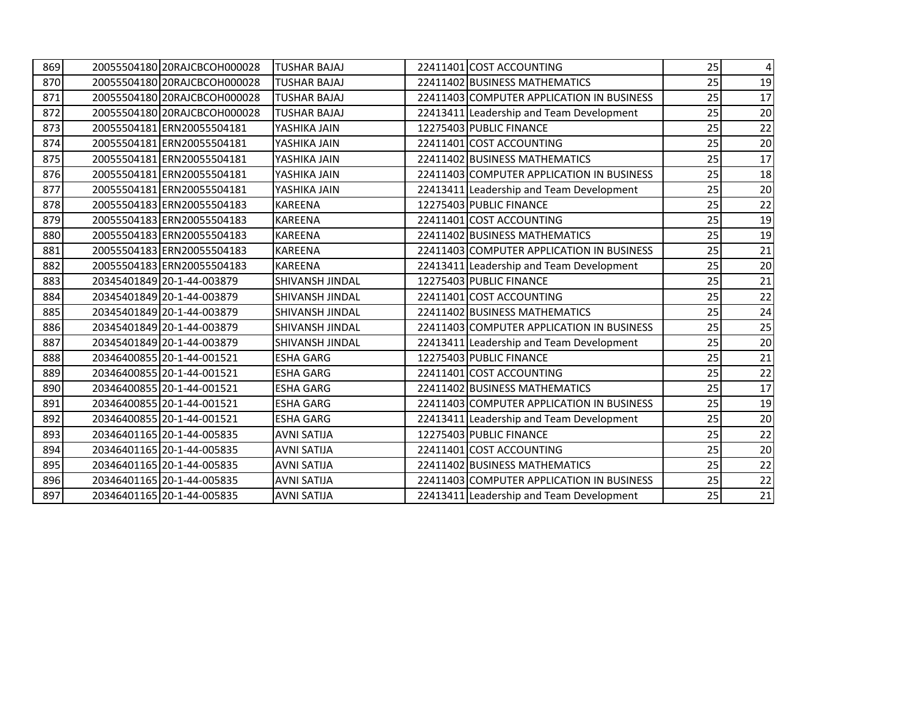| | | | | | | | |
|---|---|---|---|---|---|---|---|
| 869 | 20055504180 | 20RAJCBCOH000028 | TUSHAR BAJAJ | 22411401 | COST ACCOUNTING | 25 | 4 |
| 870 | 20055504180 | 20RAJCBCOH000028 | TUSHAR BAJAJ | 22411402 | BUSINESS MATHEMATICS | 25 | 19 |
| 871 | 20055504180 | 20RAJCBCOH000028 | TUSHAR BAJAJ | 22411403 | COMPUTER APPLICATION IN BUSINESS | 25 | 17 |
| 872 | 20055504180 | 20RAJCBCOH000028 | TUSHAR BAJAJ | 22413411 | Leadership and Team Development | 25 | 20 |
| 873 | 20055504181 | ERN20055504181 | YASHIKA JAIN | 12275403 | PUBLIC FINANCE | 25 | 22 |
| 874 | 20055504181 | ERN20055504181 | YASHIKA JAIN | 22411401 | COST ACCOUNTING | 25 | 20 |
| 875 | 20055504181 | ERN20055504181 | YASHIKA JAIN | 22411402 | BUSINESS MATHEMATICS | 25 | 17 |
| 876 | 20055504181 | ERN20055504181 | YASHIKA JAIN | 22411403 | COMPUTER APPLICATION IN BUSINESS | 25 | 18 |
| 877 | 20055504181 | ERN20055504181 | YASHIKA JAIN | 22413411 | Leadership and Team Development | 25 | 20 |
| 878 | 20055504183 | ERN20055504183 | KAREENA | 12275403 | PUBLIC FINANCE | 25 | 22 |
| 879 | 20055504183 | ERN20055504183 | KAREENA | 22411401 | COST ACCOUNTING | 25 | 19 |
| 880 | 20055504183 | ERN20055504183 | KAREENA | 22411402 | BUSINESS MATHEMATICS | 25 | 19 |
| 881 | 20055504183 | ERN20055504183 | KAREENA | 22411403 | COMPUTER APPLICATION IN BUSINESS | 25 | 21 |
| 882 | 20055504183 | ERN20055504183 | KAREENA | 22413411 | Leadership and Team Development | 25 | 20 |
| 883 | 20345401849 | 20-1-44-003879 | SHIVANSH JINDAL | 12275403 | PUBLIC FINANCE | 25 | 21 |
| 884 | 20345401849 | 20-1-44-003879 | SHIVANSH JINDAL | 22411401 | COST ACCOUNTING | 25 | 22 |
| 885 | 20345401849 | 20-1-44-003879 | SHIVANSH JINDAL | 22411402 | BUSINESS MATHEMATICS | 25 | 24 |
| 886 | 20345401849 | 20-1-44-003879 | SHIVANSH JINDAL | 22411403 | COMPUTER APPLICATION IN BUSINESS | 25 | 25 |
| 887 | 20345401849 | 20-1-44-003879 | SHIVANSH JINDAL | 22413411 | Leadership and Team Development | 25 | 20 |
| 888 | 20346400855 | 20-1-44-001521 | ESHA GARG | 12275403 | PUBLIC FINANCE | 25 | 21 |
| 889 | 20346400855 | 20-1-44-001521 | ESHA GARG | 22411401 | COST ACCOUNTING | 25 | 22 |
| 890 | 20346400855 | 20-1-44-001521 | ESHA GARG | 22411402 | BUSINESS MATHEMATICS | 25 | 17 |
| 891 | 20346400855 | 20-1-44-001521 | ESHA GARG | 22411403 | COMPUTER APPLICATION IN BUSINESS | 25 | 19 |
| 892 | 20346400855 | 20-1-44-001521 | ESHA GARG | 22413411 | Leadership and Team Development | 25 | 20 |
| 893 | 20346401165 | 20-1-44-005835 | AVNI SATIJA | 12275403 | PUBLIC FINANCE | 25 | 22 |
| 894 | 20346401165 | 20-1-44-005835 | AVNI SATIJA | 22411401 | COST ACCOUNTING | 25 | 20 |
| 895 | 20346401165 | 20-1-44-005835 | AVNI SATIJA | 22411402 | BUSINESS MATHEMATICS | 25 | 22 |
| 896 | 20346401165 | 20-1-44-005835 | AVNI SATIJA | 22411403 | COMPUTER APPLICATION IN BUSINESS | 25 | 22 |
| 897 | 20346401165 | 20-1-44-005835 | AVNI SATIJA | 22413411 | Leadership and Team Development | 25 | 21 |